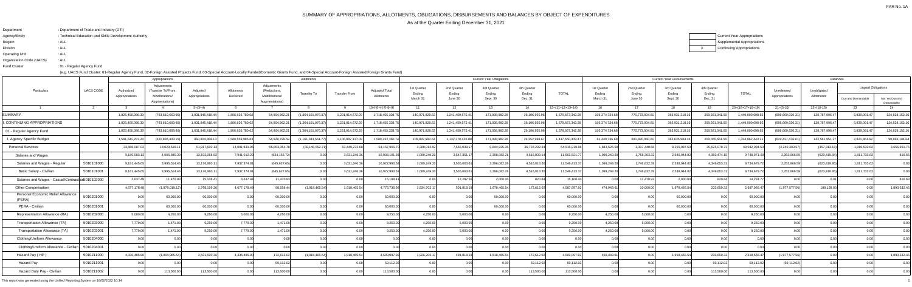FAR No. 1A

# SUMMARY OF APPROPRIATIONS, ALLOTMENTS, OBLIGATIONS, DISBURSEMENTS AND BALANCES BY OBJECT OF EXPENDITURES

As at the Quarter Ending December 31, 2021

| | |
|---|---|
| Department | : Department of Trade and Industry (DTI) |
| Agency/Entity | : Technical Education and Skills Development Authority |
| Region | : ALL |
| Division | : ALL |
| Operating Unit | : ALL |
| Organization Code (UACS) | : ALL |
| Fund Cluster | : 01 - Regular Agency Fund |

(e.g. UACS Fund Cluster: 01-Regular Agency Fund, 02-Foreign Assisted Projects Fund, 03-Special Account-Locally Funded/Domestic Grants Fund, and 04-Special Account-Foreign Assisted/Foreign Grants Fund)

| | |
|---|---|
| | Current Year Appropriations |
| | Supplemental Appropriations |
| X | Continuing Appropriations |

| Particulars | UACS CODE | Appropriations | | | Allotments | | | | | Current Year Obligations | | | | | Current Year Disbursements | | | | | Balances | | | |
|---|---|---|---|---|---|---|---|---|---|---|---|---|---|---|---|---|---|---|---|---|---|---|---|
| | | Authorized Appropriations | Adjustments (Transfer To/From, Modifications/ Augmentations) | Adjusted Appropriations | Allotments Received | Adjustments (Reductions, Modifications/ Augmentations) | Transfer To | Transfer From | Adjusted Total Allotments | 1st Quarter Ending March 31 | 2nd Quarter Ending June 30 | 3rd Quarter Ending Sept. 30 | 4th Quarter Ending Dec. 31 | TOTAL | 1st Quarter Ending March 31 | 2nd Quarter Ending June 30 | 3rd Quarter Ending Sept. 30 | 4th Quarter Ending Dec. 31 | TOTAL | Unreleased Appropriations | Unobligated Allotments | Unpaid Obligations | |
| | | | | | | | | | | | | | | | | | | | | | | Due and Demandable | Not Yet Due and Demandable |
| 1 | 2 | 3 | 4 | 5=(3+4) | 6 | 7 | 8 | 9 | 10=[{6+(-)7}-8+9] | 11 | 12 | 13 | 14 | 15=(11+12+13+14) | 16 | 17 | 18 | 19 | 20=(16+17+18+19) | 21=(5-10) | 22=(10-15) | 23 | 24 |
| SUMMARY | | 1,825,456,088.39 | (793,610,669.95) | 1,031,845,418.44 | 1,806,636,780.62 | 54,904,962.21 | (1,364,101,076.37) | 1,221,014,672.29 | 1,718,455,338.75 | 140,971,828.63 | 1,241,459,575.41 | 171,038,982.28 | 26,196,955.96 | 1,579,667,342.28 | 105,374,734.68 | 770,773,004.61 | 363,801,318.16 | 208,921,041.00 | 1,449,000,098.65 | (686,609,920.31) | 138,787,996.47 | 5,839,091.47 | 124,828,152.16 |
| I. CONTINUING APPROPRIATIONS | | 1,825,456,088.39 | (793,610,669.95) | 1,031,845,418.44 | 1,806,636,780.62 | 54,904,962.21 | (1,364,101,076.37) | 1,221,014,672.29 | 1,718,455,338.75 | 140,971,828.63 | 1,241,459,575.41 | 171,038,982.28 | 26,196,955.96 | 1,579,667,342.28 | 105,374,734.68 | 770,773,004.61 | 363,801,318.16 | 208,921,041.00 | 1,449,000,098.65 | (686,609,920.31) | 138,787,996.47 | 5,839,091.47 | 124,828,152.16 |
| 01 - Regular Agency Fund | | 1,825,456,088.39 | (793,610,669.95) | 1,031,845,418.44 | 1,806,636,780.62 | 54,904,962.21 | (1,364,101,076.37) | 1,221,014,672.29 | 1,718,455,338.75 | 140,971,828.63 | 1,241,459,575.41 | 171,038,982.28 | 26,196,955.96 | 1,579,667,342.28 | 105,374,734.68 | 770,773,004.61 | 363,801,318.16 | 208,921,041.00 | 1,449,000,098.65 | (686,609,920.31) | 138,787,996.47 | 5,839,091.47 | 124,828,152.16 |
| I. Agency Specific Budget | | 1,581,641,287.28 | (620,836,403.15) | 960,804,884.13 | 1,580,559,065.83 | 54,928,799.59 | (1,161,343,561.77) | 1,106,087,137.09 | 1,580,232,360.74 | 109,887,992.64 | 1,132,370,435.88 | 171,038,982.28 | 24,352,998.67 | 1,437,650,409.47 | 81,440,736.69 | 661,820,060.81 | 363,635,984.16 | 208,065,661.55 | 1,334,962,443.21 | (619,427,476.61) | 142,581,951.27 | 2,821,861.62 | 99,866,104.64 |
| Personal Services | | 33,888,087.02 | 18,029,516.11 | 51,917,603.13 | 14,001,831.95 | 55,853,354.78 | (69,146,552.71) | 53,449,272.68 | 54,157,906.70 | 3,368,012.92 | 7,565,039.17 | 6,844,935.35 | 36,737,232.44 | 54,515,219.88 | 1,843,526.59 | 3,317,440.68 | 8,255,987.50 | 35,625,079.73 | 49,042,034.50 | (2,240,303.57) | (357,313.18) | 1,616,533.62 | 3,856,651.76 |
| Salaries and Wages | | 9,185,063.13 | 4,006,985.39 | 13,192,048.52 | 7,941,012.29 | (634,156.72) | 0.00 | 3,631,246.39 | 10,938,101.96 | 1,099,249.20 | 3,547,351.17 | 2,398,082.26 | 4,516,839.14 | 11,561,521.77 | 1,099,249.20 | 1,758,303.32 | 2,540,944.82 | 4,350,474.15 | 9,748,971.49 | 2,253,966.59 | (623,419.81) | 1,811,733.62 | 816.66 |
| Salaries and Wages - Regular | 5010101000 | 9,181,445.65 | 3,995,514.46 | 13,176,960.11 | 7,937,374.81 | (645,627.65) | 0.00 | 3,631,246.39 | 10,922,993.52 | 1,099,249.20 | 3,535,063.61 | 2,396,082.26 | 4,516,018.30 | 11,546,413.37 | 1,099,249.20 | 1,746,832.39 | 2,538,944.82 | 4,349,653.31 | 9,734,679.72 | 2,253,966.59 | (623,419.85) | 1,811,733.62 | 0.03 |
| Basic Salary - Civilian | 5010101001 | 9,181,445.65 | 3,995,514.46 | 13,176,960.11 | 7,937,374.81 | (645,627.65) | 0.00 | 3,631,246.39 | 10,922,993.52 | 1,099,249.20 | 3,535,063.61 | 2,396,082.26 | 4,516,018.30 | 11,546,413.37 | 1,099,249.20 | 1,746,832.39 | 2,538,944.82 | 4,349,653.31 | 9,734,679.72 | 2,253,966.59 | (623,419.85) | 1,811,733.62 | 0.03 |
| Salaries and Wages - Casual/Contractual | 5010102000 | 3,637.48 | 11,470.93 | 15,108.41 | 3,637.48 | 11,470.93 | 0.00 | 0.00 | 15,108.41 | 0.00 | 12,287.56 | 2,000.00 | 820.84 | 15,108.40 | 0.00 | 11,470.93 | 2,000.00 | 820.84 | 14,291.77 | 0.00 | 0.01 | 0.00 | 816.63 |
| Other Compensation | | 4,677,178.48 | (1,879,019.12) | 2,798,159.36 | 4,677,178.48 | 98,558.44 | (1,918,465.54) | 1,918,465.54 | 4,775,736.92 | 1,934,702.17 | 501,818.19 | 1,978,465.54 | 172,612.02 | 4,587,597.92 | 474,049.61 | 10,000.00 | 1,978,465.54 | 233,650.32 | 2,697,065.47 | (1,977,577.56) | 188,139.00 | 0.00 | 1,890,532.45 |
| Personal Economic Relief Allowance (PERA) | 5010201000 | 0.00 | 60,000.00 | 60,000.00 | 0.00 | 60,000.00 | 0.00 | 0.00 | 60,000.00 | 0.00 | 0.00 | 60,000.00 | 0.00 | 60,000.00 | 0.00 | 0.00 | 60,000.00 | 0.00 | 60,000.00 | 0.00 | 0.00 | 0.00 | 0.00 |
| PERA - Civilian | 5010201001 | 0.00 | 60,000.00 | 60,000.00 | 0.00 | 60,000.00 | 0.00 | 0.00 | 60,000.00 | 0.00 | 0.00 | 60,000.00 | 0.00 | 60,000.00 | 0.00 | 0.00 | 60,000.00 | 0.00 | 60,000.00 | 0.00 | 0.00 | 0.00 | 0.00 |
| Representation Allowance (RA) | 5010202000 | 5,000.00 | 4,250.00 | 9,250.00 | 5,000.00 | 4,250.00 | 0.00 | 0.00 | 9,250.00 | 4,250.00 | 5,000.00 | 0.00 | 0.00 | 9,250.00 | 4,250.00 | 5,000.00 | 0.00 | 0.00 | 9,250.00 | 0.00 | 0.00 | 0.00 | 0.00 |
| Transportation Allowance (TA) | 5010203000 | 7,779.00 | 1,471.00 | 9,250.00 | 7,779.00 | 1,471.00 | 0.00 | 0.00 | 9,250.00 | 4,250.00 | 5,000.00 | 0.00 | 0.00 | 9,250.00 | 4,250.00 | 5,000.00 | 0.00 | 0.00 | 9,250.00 | 0.00 | 0.00 | 0.00 | 0.00 |
| Transportation Allowance (TA) | 5010203001 | 7,779.00 | 1,471.00 | 9,250.00 | 7,779.00 | 1,471.00 | 0.00 | 0.00 | 9,250.00 | 4,250.00 | 5,000.00 | 0.00 | 0.00 | 9,250.00 | 4,250.00 | 5,000.00 | 0.00 | 0.00 | 9,250.00 | 0.00 | 0.00 | 0.00 | 0.00 |
| Clothing/Uniform Allowance | 5010204000 | 0.00 | 0.00 | 0.00 | 0.00 | 0.00 | 0.00 | 0.00 | 0.00 | 0.00 | 0.00 | 0.00 | 0.00 | 0.00 | 0.00 | 0.00 | 0.00 | 0.00 | 0.00 | 0.00 | 0.00 | 0.00 | 0.00 |
| Clothing/Uniform Allowance - Civilian | 5010204001 | 0.00 | 0.00 | 0.00 | 0.00 | 0.00 | 0.00 | 0.00 | 0.00 | 0.00 | 0.00 | 0.00 | 0.00 | 0.00 | 0.00 | 0.00 | 0.00 | 0.00 | 0.00 | 0.00 | 0.00 | 0.00 | 0.00 |
| Hazard Pay ( HP ) | 5010211000 | 4,336,485.90 | (1,804,465.54) | 2,531,520.36 | 4,336,485.90 | 172,612.02 | (1,918,465.54) | 1,918,465.54 | 4,509,097.92 | 1,926,202.17 | 491,818.19 | 1,918,465.54 | 172,612.02 | 4,509,097.92 | 465,449.61 | 0.00 | 1,918,465.54 | 233,650.32 | 2,618,565.47 | (1,977,577.56) | 0.00 | 0.00 | 1,890,532.45 |
| Hazard Pay | 5010211001 | 0.00 | 0.00 | 0.00 | 0.00 | 59,112.02 | 0.00 | 0.00 | 59,112.02 | 0.00 | 0.00 | 0.00 | 59,112.02 | 59,112.02 | 0.00 | 0.00 | 0.00 | 59,112.02 | 59,112.02 | (59,112.02) | 0.00 | 0.00 | 0.00 |
| Hazard Duty Pay - Civilian | 5010211002 | 0.00 | 113,500.00 | 113,500.00 | 0.00 | 113,500.00 | 0.00 | 0.00 | 113,500.00 | 0.00 | 0.00 | 0.00 | 113,500.00 | 113,500.00 | 0.00 | 0.00 | 0.00 | 113,500.00 | 113,500.00 | 0.00 | 0.00 | 0.00 | 0.00 |

This report was generated using the Unified Reporting System on 18/02/2022 10:34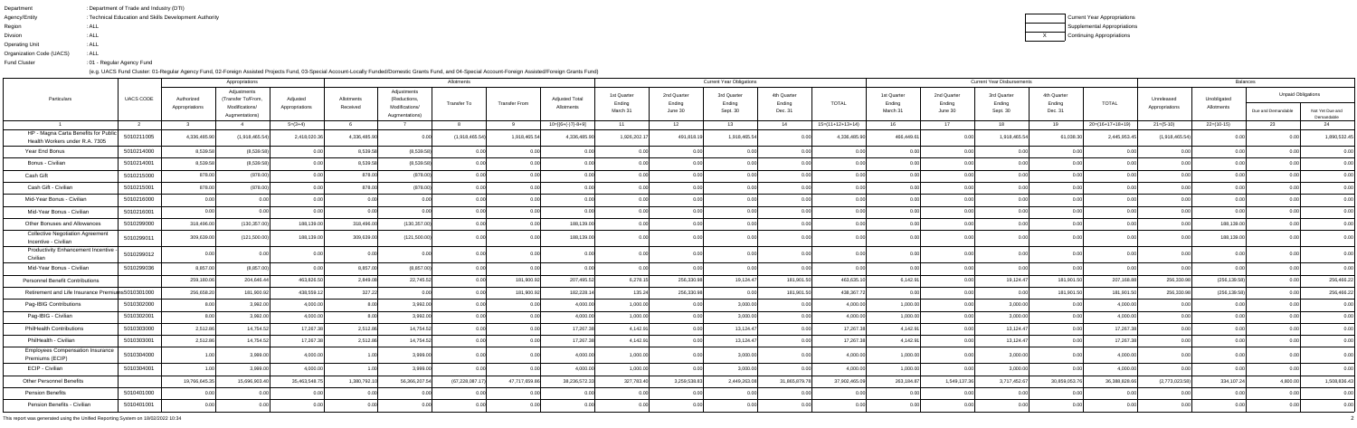Department : Department of Trade and Industry (DTI)
Agency/Entity : Technical Education and Skills Development Authority
Region : ALL
Division : ALL
Operating Unit : ALL
Organization Code (UACS) : ALL
Fund Cluster : 01 - Regular Agency Fund

(e.g. UACS Fund Cluster: 01-Regular Agency Fund, 02-Foreign Assisted Projects Fund, 03-Special Account-Locally Funded/Domestic Grants Fund, and 04-Special Account-Foreign Assisted/Foreign Grants Fund)

| | Current Year Appropriations |
|---|---|
| | Supplemental Appropriations |
| X | Continuing Appropriations |

| Particulars | UACS CODE | Appropriations | | | Allotments | | | | | Current Year Obligations | | | | | Current Year Disbursements | | | | | Balances | | | |
|---|---|---|---|---|---|---|---|---|---|---|---|---|---|---|---|---|---|---|---|---|---|---|---|
| | | Authorized Appropriations | Adjustments (Transfer To/From, Modifications/ Augmentations) | Adjusted Appropriations | Allotments Received | Adjustments (Reductions, Modifications/ Augmentations) | Transfer To | Transfer From | Adjusted Total Allotments | 1st Quarter Ending March 31 | 2nd Quarter Ending June 30 | 3rd Quarter Ending Sept. 30 | 4th Quarter Ending Dec. 31 | TOTAL | 1st Quarter Ending March 31 | 2nd Quarter Ending June 30 | 3rd Quarter Ending Sept. 30 | 4th Quarter Ending Dec. 31 | TOTAL | Unreleased Appropriations | Unobligated Allotments | Unpaid Obligations | |
| | | | | | | | | | | | | | | | | | | | | | | Due and Demandable | Not Yet Due and Demandable |
| 1 | 2 | 3 | 4 | 5=(3+4) | 6 | 7 | 8 | 9 | 10=[{6+(-)7}-8+9] | 11 | 12 | 13 | 14 | 15=(11+12+13+14) | 16 | 17 | 18 | 19 | 20=(16+17+18+19) | 21=(5-10) | 22=(10-15) | 23 | 24 |
| HP - Magna Carta Benefits for Public Health Workers under R.A. 7305 | 5010211005 | 4,336,485.90 | (1,918,465.54) | 2,418,020.36 | 4,336,485.90 | 0.00 | (1,918,465.54) | 1,918,465.54 | 4,336,485.90 | 1,926,202.17 | 491,818.19 | 1,918,465.54 | 0.00 | 4,336,485.90 | 466,449.61 | 0.00 | 1,918,465.54 | 61,038.30 | 2,445,953.45 | (1,918,465.54) | 0.00 | 0.00 | 1,890,532.45 |
| Year End Bonus | 5010214000 | 8,539.58 | (8,539.58) | 0.00 | 8,539.58 | (8,539.58) | 0.00 | 0.00 | 0.00 | 0.00 | 0.00 | 0.00 | 0.00 | 0.00 | 0.00 | 0.00 | 0.00 | 0.00 | 0.00 | 0.00 | 0.00 | 0.00 | 0.00 |
| Bonus - Civilian | 5010214001 | 8,539.58 | (8,539.58) | 0.00 | 8,539.58 | (8,539.58) | 0.00 | 0.00 | 0.00 | 0.00 | 0.00 | 0.00 | 0.00 | 0.00 | 0.00 | 0.00 | 0.00 | 0.00 | 0.00 | 0.00 | 0.00 | 0.00 | 0.00 |
| Cash Gift | 5010215000 | 878.00 | (878.00) | 0.00 | 878.00 | (878.00) | 0.00 | 0.00 | 0.00 | 0.00 | 0.00 | 0.00 | 0.00 | 0.00 | 0.00 | 0.00 | 0.00 | 0.00 | 0.00 | 0.00 | 0.00 | 0.00 | 0.00 |
| Cash Gift - Civilian | 5010215001 | 878.00 | (878.00) | 0.00 | 878.00 | (878.00) | 0.00 | 0.00 | 0.00 | 0.00 | 0.00 | 0.00 | 0.00 | 0.00 | 0.00 | 0.00 | 0.00 | 0.00 | 0.00 | 0.00 | 0.00 | 0.00 | 0.00 |
| Mid-Year Bonus - Civilian | 5010216000 | 0.00 | 0.00 | 0.00 | 0.00 | 0.00 | 0.00 | 0.00 | 0.00 | 0.00 | 0.00 | 0.00 | 0.00 | 0.00 | 0.00 | 0.00 | 0.00 | 0.00 | 0.00 | 0.00 | 0.00 | 0.00 | 0.00 |
| Mid-Year Bonus - Civilian | 5010216001 | 0.00 | 0.00 | 0.00 | 0.00 | 0.00 | 0.00 | 0.00 | 0.00 | 0.00 | 0.00 | 0.00 | 0.00 | 0.00 | 0.00 | 0.00 | 0.00 | 0.00 | 0.00 | 0.00 | 0.00 | 0.00 | 0.00 |
| Other Bonuses and Allowances | 5010299000 | 318,496.00 | (130,357.00) | 188,139.00 | 318,496.00 | (130,357.00) | 0.00 | 0.00 | 188,139.00 | 0.00 | 0.00 | 0.00 | 0.00 | 0.00 | 0.00 | 0.00 | 0.00 | 0.00 | 0.00 | 0.00 | 188,139.00 | 0.00 | 0.00 |
| Collective Negotiation Agreement Incentive - Civilian | 5010299011 | 309,639.00 | (121,500.00) | 188,139.00 | 309,639.00 | (121,500.00) | 0.00 | 0.00 | 188,139.00 | 0.00 | 0.00 | 0.00 | 0.00 | 0.00 | 0.00 | 0.00 | 0.00 | 0.00 | 0.00 | 0.00 | 188,139.00 | 0.00 | 0.00 |
| Productivity Enhancement Incentive - Civilian | 5010299012 | 0.00 | 0.00 | 0.00 | 0.00 | 0.00 | 0.00 | 0.00 | 0.00 | 0.00 | 0.00 | 0.00 | 0.00 | 0.00 | 0.00 | 0.00 | 0.00 | 0.00 | 0.00 | 0.00 | 0.00 | 0.00 | 0.00 |
| Mid-Year Bonus - Civilian | 5010299036 | 8,857.00 | (8,857.00) | 0.00 | 8,857.00 | (8,857.00) | 0.00 | 0.00 | 0.00 | 0.00 | 0.00 | 0.00 | 0.00 | 0.00 | 0.00 | 0.00 | 0.00 | 0.00 | 0.00 | 0.00 | 0.00 | 0.00 | 0.00 |
| Personnel Benefit Contributions | | 259,180.06 | 204,646.44 | 463,826.50 | 2,849.08 | 22,745.52 | 0.00 | 181,900.92 | 207,495.52 | 6,278.15 | 256,330.98 | 19,124.47 | 181,901.50 | 463,635.10 | 8,142.91 | 0.00 | 19,124.47 | 181,901.50 | 207,168.88 | 256,330.98 | (256,139.58) | 0.00 | 256,466.22 |
| Retirement and Life Insurance Premiums | 5010301000 | 256,658.20 | 181,900.92 | 438,559.12 | 327.22 | 0.00 | 0.00 | 181,900.92 | 182,228.14 | 135.24 | 256,330.98 | 0.00 | 181,901.50 | 438,367.72 | 0.00 | 0.00 | 0.00 | 181,901.50 | 181,901.50 | 256,330.98 | (256,139.58) | 0.00 | 256,466.22 |
| Pag-IBIG Contributions | 5010302000 | 8.00 | 3,992.00 | 4,000.00 | 8.00 | 3,992.00 | 0.00 | 0.00 | 4,000.00 | 1,000.00 | 0.00 | 3,000.00 | 0.00 | 4,000.00 | 1,000.00 | 0.00 | 3,000.00 | 0.00 | 4,000.00 | 0.00 | 0.00 | 0.00 | 0.00 |
| Pag-IBIG - Civilian | 5010302001 | 8.00 | 3,992.00 | 4,000.00 | 8.00 | 3,992.00 | 0.00 | 0.00 | 4,000.00 | 1,000.00 | 0.00 | 3,000.00 | 0.00 | 4,000.00 | 1,000.00 | 0.00 | 3,000.00 | 0.00 | 4,000.00 | 0.00 | 0.00 | 0.00 | 0.00 |
| PhilHealth Contributions | 5010303000 | 2,512.86 | 14,754.52 | 17,267.38 | 2,512.86 | 14,754.52 | 0.00 | 0.00 | 17,267.38 | 4,142.91 | 0.00 | 13,124.47 | 0.00 | 17,267.38 | 4,142.91 | 0.00 | 13,124.47 | 0.00 | 17,267.38 | 0.00 | 0.00 | 0.00 | 0.00 |
| PhilHealth - Civilian | 5010303001 | 2,512.86 | 14,754.52 | 17,267.38 | 2,512.86 | 14,754.52 | 0.00 | 0.00 | 17,267.38 | 4,142.91 | 0.00 | 13,124.47 | 0.00 | 17,267.38 | 4,142.91 | 0.00 | 13,124.47 | 0.00 | 17,267.38 | 0.00 | 0.00 | 0.00 | 0.00 |
| Employees Compensation Insurance Premiums (ECIP) | 5010304000 | 1.00 | 3,999.00 | 4,000.00 | 1.00 | 3,999.00 | 0.00 | 0.00 | 4,000.00 | 1,000.00 | 0.00 | 3,000.00 | 0.00 | 4,000.00 | 1,000.00 | 0.00 | 3,000.00 | 0.00 | 4,000.00 | 0.00 | 0.00 | 0.00 | 0.00 |
| ECIP - Civilian | 5010304001 | 1.00 | 3,999.00 | 4,000.00 | 1.00 | 3,999.00 | 0.00 | 0.00 | 4,000.00 | 1,000.00 | 0.00 | 3,000.00 | 0.00 | 4,000.00 | 1,000.00 | 0.00 | 3,000.00 | 0.00 | 4,000.00 | 0.00 | 0.00 | 0.00 | 0.00 |
| Other Personnel Benefits | | 19,766,645.35 | 15,696,903.40 | 35,463,548.75 | 1,380,792.10 | 56,366,207.54 | (67,228,087.17) | 47,717,659.86 | 38,236,572.33 | 327,783.40 | 3,259,538.83 | 2,449,263.08 | 31,865,879.78 | 37,902,465.09 | 263,184.87 | 1,549,137.36 | 3,717,452.67 | 30,859,053.76 | 36,388,828.66 | (2,773,023.58) | 334,107.24 | 4,800.00 | 1,508,836.43 |
| Pension Benefits | 5010401000 | 0.00 | 0.00 | 0.00 | 0.00 | 0.00 | 0.00 | 0.00 | 0.00 | 0.00 | 0.00 | 0.00 | 0.00 | 0.00 | 0.00 | 0.00 | 0.00 | 0.00 | 0.00 | 0.00 | 0.00 | 0.00 | 0.00 |
| Pension Benefits - Civilian | 5010401001 | 0.00 | 0.00 | 0.00 | 0.00 | 0.00 | 0.00 | 0.00 | 0.00 | 0.00 | 0.00 | 0.00 | 0.00 | 0.00 | 0.00 | 0.00 | 0.00 | 0.00 | 0.00 | 0.00 | 0.00 | 0.00 | 0.00 |

This report was generated using the Unified Reporting System on 18/02/2022 10:34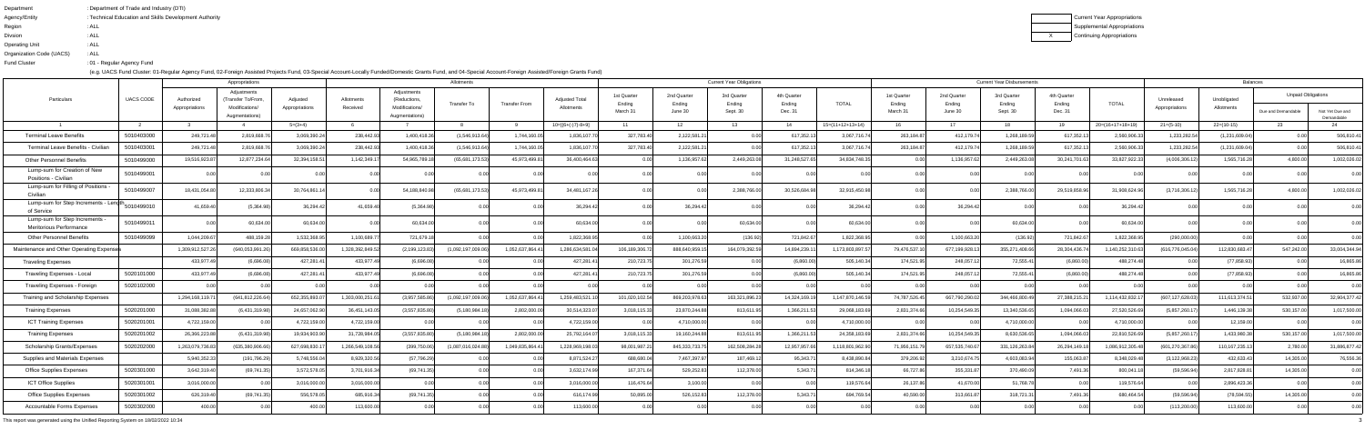Department : Department of Trade and Industry (DTI)
Agency/Entity : Technical Education and Skills Development Authority
Region : ALL
Division : ALL
Operating Unit : ALL
Organization Code (UACS) : ALL
Fund Cluster : 01 - Regular Agency Fund

(e.g. UACS Fund Cluster: 01-Regular Agency Fund, 02-Foreign Assisted Projects Fund, 03-Special Account-Locally Funded/Domestic Grants Fund, and 04-Special Account-Foreign Assisted/Foreign Grants Fund)

| | Current Year Appropriations |
|---|---|
| | Supplemental Appropriations |
| X | Continuing Appropriations |

| Particulars | UACS CODE | Appropriations | | | Allotments | | | | | Current Year Obligations | | | | | Current Year Disbursements | | | | | Balances | | | |
|---|---|---|---|---|---|---|---|---|---|---|---|---|---|---|---|---|---|---|---|---|---|---|---|
| | | Authorized Appropriations | Adjustments (Transfer To/From, Modifications/ Augmentations) | Adjusted Appropriations | Allotments Received | Adjustments (Reductions, Modifications/ Augmentations) | Transfer To | Transfer From | Adjusted Total Allotments | 1st Quarter Ending March 31 | 2nd Quarter Ending June 30 | 3rd Quarter Ending Sept. 30 | 4th Quarter Ending Dec. 31 | TOTAL | 1st Quarter Ending March 31 | 2nd Quarter Ending June 30 | 3rd Quarter Ending Sept. 30 | 4th Quarter Ending Dec. 31 | TOTAL | Unreleased Appropriations | Unobligated Allotments | Unpaid Obligations | |
| | | | | | | | | | | | | | | | | | | | | | | Due and Demandable | Not Yet Due and Demandable |
| 1 | 2 | 3 | 4 | 5=(3+4) | 6 | 7 | 8 | 9 | 10=[{6+(-)7}-8+9] | 11 | 12 | 13 | 14 | 15=(11+12+13+14) | 16 | 17 | 18 | 19 | 20=(16+17+18+19) | 21=(5-10) | 22=(10-15) | 23 | 24 |
| Terminal Leave Benefits | 5010403000 | 249,721.48 | 2,819,668.76 | 3,069,390.24 | 238,442.93 | 1,400,418.36 | (1,546,913.64) | 1,744,160.05 | 1,836,107.70 | 327,783.40 | 2,122,581.21 | 0.00 | 617,352.13 | 3,067,716.74 | 263,184.87 | 412,179.74 | 1,268,189.59 | 617,352.13 | 2,560,906.33 | 1,233,282.54 | (1,231,609.04) | 0.00 | 506,810.41 |
| Terminal Leave Benefits - Civilian | 5010403001 | 249,721.48 | 2,819,668.76 | 3,069,390.24 | 238,442.93 | 1,400,418.36 | (1,546,913.64) | 1,744,160.05 | 1,836,107.70 | 327,783.40 | 2,122,581.21 | 0.00 | 617,352.13 | 3,067,716.74 | 263,184.87 | 412,179.74 | 1,268,189.59 | 617,352.13 | 2,560,906.33 | 1,233,282.54 | (1,231,609.04) | 0.00 | 506,810.41 |
| Other Personnel Benefits | 5010499000 | 19,516,923.87 | 12,877,234.64 | 32,394,158.51 | 1,142,349.17 | 54,965,789.18 | (65,681,173.53) | 45,973,499.81 | 36,400,464.63 | 0.00 | 1,136,957.62 | 2,449,263.08 | 31,248,527.65 | 34,834,748.35 | 0.00 | 1,136,957.62 | 2,449,263.08 | 30,241,701.63 | 33,827,922.33 | (4,006,306.12) | 1,565,716.28 | 4,800.00 | 1,002,026.02 |
| Lump-sum for Creation of New Positions - Civilian | 5010499001 | 0.00 | 0.00 | 0.00 | 0.00 | 0.00 | 0.00 | 0.00 | 0.00 | 0.00 | 0.00 | 0.00 | 0.00 | 0.00 | 0.00 | 0.00 | 0.00 | 0.00 | 0.00 | 0.00 | 0.00 | 0.00 | 0.00 |
| Lump-sum for Filling of Positions - Civilian | 5010499007 | 18,431,054.88 | 12,333,806.34 | 30,764,861.14 | 0.00 | 54,188,840.98 | (65,681,173.53) | 45,973,499.81 | 34,481,167.26 | 0.00 | 0.00 | 2,388,766.00 | 30,526,684.98 | 32,915,450.98 | 0.00 | 0.00 | 2,388,766.00 | 29,519,858.96 | 31,908,624.96 | (3,716,306.12) | 1,565,716.28 | 4,800.00 | 1,002,026.02 |
| Lump-sum for Step Increments - Length of Service | 5010499010 | 41,659.40 | (5,364.98) | 36,294.42 | 41,659.40 | (5,364.98) | 0.00 | 0.00 | 36,294.42 | 0.00 | 36,294.42 | 0.00 | 0.00 | 36,294.42 | 0.00 | 36,294.42 | 0.00 | 0.00 | 36,294.42 | 0.00 | 0.00 | 0.00 | 0.00 |
| Lump-sum for Step Increments - Meritorious Performance | 5010499011 | 0.00 | 60,634.00 | 60,634.00 | 0.00 | 60,634.00 | 0.00 | 0.00 | 60,634.00 | 0.00 | 0.00 | 60,634.00 | 0.00 | 60,634.00 | 0.00 | 0.00 | 60,634.00 | 0.00 | 60,634.00 | 0.00 | 0.00 | 0.00 | 0.00 |
| Other Personnel Benefits | 5010499099 | 1,044,209.67 | 488,159.28 | 1,532,368.95 | 1,100,689.77 | 721,679.18 | 0.00 | 0.00 | 1,822,368.95 | 0.00 | 1,100,663.20 | (136.92) | 721,842.67 | 1,822,368.95 | 0.00 | 1,100,663.20 | (136.92) | 721,842.67 | 1,822,368.95 | (290,000.00) | 0.00 | 0.00 | 0.00 |
| Maintenance and Other Operating Expenses | | 1,309,912,527.26 | (640,053,991.26) | 669,858,536.00 | 1,328,392,849.52 | (2,199,123.03) | (1,092,197,009.06) | 1,052,637,864.41 | 1,286,634,581.84 | 106,189,306.72 | 888,640,959.15 | 164,079,392.59 | 14,894,239.11 | 1,173,803,897.57 | 79,476,537.10 | 677,199,928.13 | 355,271,408.66 | 28,304,436.74 | 1,140,252,310.63 | (616,776,045.04) | 112,830,683.47 | 547,242.00 | 33,004,344.94 |
| Traveling Expenses | | 433,977.49 | (6,696.08) | 427,281.41 | 433,977.49 | (6,696.08) | 0.00 | 0.00 | 427,281.41 | 210,723.75 | 301,276.59 | 0.00 | (6,860.00) | 505,140.34 | 174,521.95 | 248,057.12 | 72,555.41 | (6,860.00) | 488,274.48 | 0.00 | (77,858.93) | 0.00 | 16,865.86 |
| Traveling Expenses - Local | 5020101000 | 433,977.49 | (6,696.08) | 427,281.41 | 433,977.49 | (6,696.08) | 0.00 | 0.00 | 427,281.41 | 210,723.75 | 301,276.59 | 0.00 | (6,860.00) | 505,140.34 | 174,521.95 | 248,057.12 | 72,555.41 | (6,860.00) | 488,274.48 | 0.00 | (77,858.93) | 0.00 | 16,865.86 |
| Traveling Expenses - Foreign | 5020102000 | 0.00 | 0.00 | 0.00 | 0.00 | 0.00 | 0.00 | 0.00 | 0.00 | 0.00 | 0.00 | 0.00 | 0.00 | 0.00 | 0.00 | 0.00 | 0.00 | 0.00 | 0.00 | 0.00 | 0.00 | 0.00 | 0.00 |
| Training and Scholarship Expenses | | 1,294,168,119.71 | (641,812,226.64) | 652,355,893.07 | 1,303,000,251.61 | (3,957,585.80) | (1,092,197,009.06) | 1,052,637,864.41 | 1,259,483,521.16 | 101,020,102.54 | 869,203,978.63 | 163,321,896.23 | 14,324,169.19 | 1,147,870,146.59 | 74,787,526.45 | 667,790,290.02 | 344,466,800.49 | 27,388,215.21 | 1,114,432,832.17 | (607,127,628.03) | 111,613,374.51 | 532,937.00 | 32,904,377.42 |
| Training Expenses | 5020201000 | 31,088,382.88 | (6,431,319.98) | 24,657,062.90 | 36,451,143.05 | (3,957,835.80) | (5,180,984.18) | 2,802,000.00 | 30,514,323.07 | 3,018,115.33 | 23,870,244.88 | 813,611.95 | 1,366,211.53 | 29,068,183.69 | 2,831,374.86 | 10,254,549.35 | 13,340,536.65 | 1,094,066.03 | 27,520,526.89 | (5,857,260.17) | 1,446,139.38 | 530,157.00 | 1,017,500.00 |
| ICT Training Expenses | 5020201001 | 4,722,159.00 | 0.00 | 4,722,159.00 | 4,722,159.00 | 0.00 | 0.00 | 0.00 | 4,722,159.00 | 0.00 | 4,710,000.00 | 0.00 | 0.00 | 4,710,000.00 | 0.00 | 0.00 | 4,710,000.00 | 0.00 | 4,710,000.00 | 0.00 | 12,159.00 | 0.00 | 0.00 |
| Training Expenses | 5020201002 | 26,366,223.88 | (6,431,319.98) | 19,934,903.90 | 31,728,984.05 | (3,957,835.80) | (5,180,984.18) | 2,802,000.00 | 25,792,164.07 | 3,018,115.33 | 19,160,244.88 | 813,611.95 | 1,366,211.53 | 24,358,183.69 | 2,831,374.86 | 10,254,549.35 | 8,630,536.65 | 1,094,066.03 | 22,810,526.89 | (5,857,260.17) | 1,433,980.38 | 530,157.00 | 1,017,500.00 |
| Scholarship Grants/Expenses | 5020202000 | 1,263,079,736.83 | (635,380,906.66) | 627,698,830.17 | 1,266,549,108.56 | (399,750.00) | (1,087,016,024.88) | 1,049,835,864.41 | 1,228,969,198.09 | 98,001,987.21 | 845,333,733.75 | 162,508,284.28 | 12,957,957.66 | 1,118,801,962.90 | 71,956,151.79 | 657,535,740.67 | 331,126,263.84 | 26,294,149.18 | 1,086,912,305.48 | (601,270,367.92) | 110,167,235.13 | 2,780.00 | 31,886,877.42 |
| Supplies and Materials Expenses | | 5,940,352.33 | (191,796.29) | 5,748,556.04 | 8,929,320.56 | (57,796.29) | 0.00 | 0.00 | 8,871,524.27 | 688,680.04 | 7,467,397.97 | 187,469.12 | 95,343.71 | 8,438,890.84 | 379,206.92 | 3,210,674.75 | 4,603,083.94 | 155,063.87 | 8,348,029.48 | (3,122,968.23) | 432,633.43 | 14,305.00 | 76,556.36 |
| Office Supplies Expenses | 5020301000 | 3,642,319.40 | (69,741.35) | 3,572,578.05 | 3,701,916.34 | (69,741.35) | 0.00 | 0.00 | 3,632,174.99 | 167,371.64 | 529,252.83 | 112,378.00 | 5,343.71 | 814,346.18 | 66,727.86 | 355,331.87 | 370,490.09 | 7,491.36 | 800,041.18 | (59,596.94) | 2,817,828.81 | 14,305.00 | 0.00 |
| ICT Office Supplies | 5020301001 | 3,016,000.00 | 0.00 | 3,016,000.00 | 3,016,000.00 | 0.00 | 0.00 | 0.00 | 3,016,000.00 | 116,476.64 | 3,100.00 | 0.00 | 0.00 | 119,576.64 | 26,137.86 | 41,670.00 | 51,768.78 | 0.00 | 119,576.64 | 0.00 | 2,896,423.36 | 0.00 | 0.00 |
| Office Supplies Expenses | 5020301002 | 626,319.40 | (69,741.35) | 556,578.05 | 685,916.34 | (69,741.35) | 0.00 | 0.00 | 616,174.99 | 50,895.00 | 526,152.83 | 112,378.00 | 5,343.71 | 694,769.54 | 40,590.00 | 313,661.87 | 318,721.31 | 7,491.36 | 680,464.54 | (59,596.94) | (78,594.55) | 14,305.00 | 0.00 |
| Accountable Forms Expenses | 5020302000 | 400.00 | 0.00 | 400.00 | 113,600.00 | 0.00 | 0.00 | 0.00 | 113,600.00 | 0.00 | 0.00 | 0.00 | 0.00 | 0.00 | 0.00 | 0.00 | 0.00 | 0.00 | 0.00 | (113,200.00) | 113,600.00 | 0.00 | 0.00 |

This report was generated using the Unified Reporting System on 10/02/2022 10:34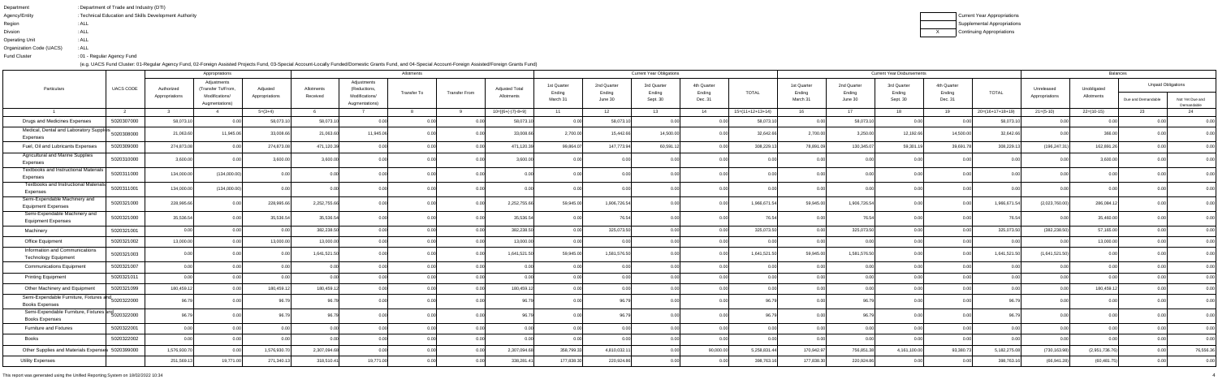Department : Department of Trade and Industry (DTI)
Agency/Entity : Technical Education and Skills Development Authority
Region : ALL
Division : ALL
Operating Unit : ALL
Organization Code (UACS) : ALL
Fund Cluster : 01 - Regular Agency Fund

(e.g. UACS Fund Cluster: 01-Regular Agency Fund, 02-Foreign Assisted Projects Fund, 03-Special Account-Locally Funded/Domestic Grants Fund, and 04-Special Account-Foreign Assisted/Foreign Grants Fund)

| | Current Year Appropriations |
|---|---|
| | Supplemental Appropriations |
| X | Continuing Appropriations |

| Particulars | UACS CODE | Appropriations | | | Allotments | | | | | Current Year Obligations | | | | | Current Year Disbursements | | | | | Balances | | | |
|---|---|---|---|---|---|---|---|---|---|---|---|---|---|---|---|---|---|---|---|---|---|---|---|
| | | Authorized Appropriations | Adjustments (Transfer To/From, Modifications/ Augmentations) | Adjusted Appropriations | Allotments Received | Adjustments (Reductions, Modifications/ Augmentations) | Transfer To | Transfer From | Adjusted Total Allotments | 1st Quarter Ending March 31 | 2nd Quarter Ending June 30 | 3rd Quarter Ending Sept. 30 | 4th Quarter Ending Dec. 31 | TOTAL | 1st Quarter Ending March 31 | 2nd Quarter Ending June 30 | 3rd Quarter Ending Sept. 30 | 4th Quarter Ending Dec. 31 | TOTAL | Unreleased Appropriations | Unobligated Allotments | Unpaid Obligations | |
| | | | | | | | | | | | | | | | | | | | | | | Due and Demandable | Not Yet Due and Demandable |
| 1 | 2 | 3 | 4 | 5=(3+4) | 6 | 7 | 8 | 9 | 10=[{6+(-)7}-8+9] | 11 | 12 | 13 | 14 | 15=(11+12+13+14) | 16 | 17 | 18 | 19 | 20=(16+17+18+19) | 21=(5-10) | 22=(10-15) | 23 | 24 |
| Drugs and Medicines Expenses | 5020307000 | 58,073.10 | 0.00 | 58,073.10 | 58,073.10 | 0.00 | 0.00 | 0.00 | 58,073.10 | 0.00 | 58,073.10 | 0.00 | 0.00 | 58,073.10 | 0.00 | 58,073.10 | 0.00 | 0.00 | 58,073.10 | 0.00 | 0.00 | 0.00 | 0.00 |
| Medical, Dental and Laboratory Supplies Expenses | 5020308000 | 21,063.60 | 11,945.06 | 33,008.66 | 21,063.60 | 11,945.06 | 0.00 | 0.00 | 33,008.66 | 2,700.00 | 15,442.66 | 14,500.00 | 0.00 | 32,642.66 | 2,700.00 | 3,250.00 | 12,192.66 | 14,500.00 | 32,642.66 | 0.00 | 366.00 | 0.00 | 0.00 |
| Fuel, Oil and Lubricants Expenses | 5020309000 | 274,873.08 | 0.00 | 274,873.08 | 471,120.39 | 0.00 | 0.00 | 0.00 | 471,120.39 | 99,864.07 | 147,773.94 | 60,591.12 | 0.00 | 308,229.13 | 78,891.09 | 130,345.07 | 59,301.19 | 39,691.78 | 308,229.13 | (196,247.31) | 162,891.26 | 0.00 | 0.00 |
| Agricultural and Marine Supplies Expenses | 5020310000 | 3,600.00 | 0.00 | 3,600.00 | 3,600.00 | 0.00 | 0.00 | 0.00 | 3,600.00 | 0.00 | 0.00 | 0.00 | 0.00 | 0.00 | 0.00 | 0.00 | 0.00 | 0.00 | 0.00 | 0.00 | 3,600.00 | 0.00 | 0.00 |
| Textbooks and Instructional Materials Expenses | 5020311000 | 134,000.00 | (134,000.00) | 0.00 | 0.00 | 0.00 | 0.00 | 0.00 | 0.00 | 0.00 | 0.00 | 0.00 | 0.00 | 0.00 | 0.00 | 0.00 | 0.00 | 0.00 | 0.00 | 0.00 | 0.00 | 0.00 | 0.00 |
| Textbooks and Instructional Materials Expenses | 5020311001 | 134,000.00 | (134,000.00) | 0.00 | 0.00 | 0.00 | 0.00 | 0.00 | 0.00 | 0.00 | 0.00 | 0.00 | 0.00 | 0.00 | 0.00 | 0.00 | 0.00 | 0.00 | 0.00 | 0.00 | 0.00 | 0.00 | 0.00 |
| Semi-Expendable Machinery and Equipment Expenses | 5020321000 | 228,995.66 | 0.00 | 228,995.66 | 2,252,755.66 | 0.00 | 0.00 | 0.00 | 2,252,755.66 | 59,945.00 | 1,906,726.54 | 0.00 | 0.00 | 1,966,671.54 | 59,945.00 | 1,906,726.54 | 0.00 | 0.00 | 1,966,671.54 | (2,023,760.00) | 286,084.12 | 0.00 | 0.00 |
| Semi-Expendable Machinery and Equipment Expenses | 5020321000 | 35,536.54 | 0.00 | 35,536.54 | 35,536.54 | 0.00 | 0.00 | 0.00 | 35,536.54 | 0.00 | 76.54 | 0.00 | 0.00 | 76.54 | 0.00 | 76.54 | 0.00 | 0.00 | 76.54 | 0.00 | 35,460.00 | 0.00 | 0.00 |
| Machinery | 5020321001 | 0.00 | 0.00 | 0.00 | 382,238.50 | 0.00 | 0.00 | 0.00 | 382,238.50 | 0.00 | 325,073.50 | 0.00 | 0.00 | 325,073.50 | 0.00 | 325,073.50 | 0.00 | 0.00 | 325,073.50 | (382,238.50) | 57,165.00 | 0.00 | 0.00 |
| Office Equipment | 5020321002 | 13,000.00 | 0.00 | 13,000.00 | 13,000.00 | 0.00 | 0.00 | 0.00 | 13,000.00 | 0.00 | 0.00 | 0.00 | 0.00 | 0.00 | 0.00 | 0.00 | 0.00 | 0.00 | 0.00 | 0.00 | 13,000.00 | 0.00 | 0.00 |
| Information and Communications Technology Equipment | 5020321003 | 0.00 | 0.00 | 0.00 | 1,641,521.50 | 0.00 | 0.00 | 0.00 | 1,641,521.50 | 59,945.00 | 1,581,576.50 | 0.00 | 0.00 | 1,641,521.50 | 59,945.00 | 1,581,576.50 | 0.00 | 0.00 | 1,641,521.50 | (1,641,521.50) | 0.00 | 0.00 | 0.00 |
| Communications Equipment | 5020321007 | 0.00 | 0.00 | 0.00 | 0.00 | 0.00 | 0.00 | 0.00 | 0.00 | 0.00 | 0.00 | 0.00 | 0.00 | 0.00 | 0.00 | 0.00 | 0.00 | 0.00 | 0.00 | 0.00 | 0.00 | 0.00 | 0.00 |
| Printing Equipment | 5020321011 | 0.00 | 0.00 | 0.00 | 0.00 | 0.00 | 0.00 | 0.00 | 0.00 | 0.00 | 0.00 | 0.00 | 0.00 | 0.00 | 0.00 | 0.00 | 0.00 | 0.00 | 0.00 | 0.00 | 0.00 | 0.00 | 0.00 |
| Other Machinery and Equipment | 5020321099 | 180,459.12 | 0.00 | 180,459.12 | 180,459.12 | 0.00 | 0.00 | 0.00 | 180,459.12 | 0.00 | 0.00 | 0.00 | 0.00 | 0.00 | 0.00 | 0.00 | 0.00 | 0.00 | 0.00 | 0.00 | 180,459.12 | 0.00 | 0.00 |
| Semi-Expendable Furniture, Fixtures and Books Expenses | 5020322000 | 96.79 | 0.00 | 96.79 | 96.79 | 0.00 | 0.00 | 0.00 | 96.79 | 0.00 | 96.79 | 0.00 | 0.00 | 96.79 | 0.00 | 96.79 | 0.00 | 0.00 | 96.79 | 0.00 | 0.00 | 0.00 | 0.00 |
| Semi-Expendable Furniture, Fixtures and Books Expenses | 5020322000 | 96.79 | 0.00 | 96.79 | 96.79 | 0.00 | 0.00 | 0.00 | 96.79 | 0.00 | 96.79 | 0.00 | 0.00 | 96.79 | 0.00 | 96.79 | 0.00 | 0.00 | 96.79 | 0.00 | 0.00 | 0.00 | 0.00 |
| Furniture and Fixtures | 5020322001 | 0.00 | 0.00 | 0.00 | 0.00 | 0.00 | 0.00 | 0.00 | 0.00 | 0.00 | 0.00 | 0.00 | 0.00 | 0.00 | 0.00 | 0.00 | 0.00 | 0.00 | 0.00 | 0.00 | 0.00 | 0.00 | 0.00 |
| Books | 5020322002 | 0.00 | 0.00 | 0.00 | 0.00 | 0.00 | 0.00 | 0.00 | 0.00 | 0.00 | 0.00 | 0.00 | 0.00 | 0.00 | 0.00 | 0.00 | 0.00 | 0.00 | 0.00 | 0.00 | 0.00 | 0.00 | 0.00 |
| Other Supplies and Materials Expenses | 5020399000 | 1,576,930.70 | 0.00 | 1,576,930.70 | 2,307,094.68 | 0.00 | 0.00 | 0.00 | 2,307,094.68 | 358,799.33 | 4,810,032.11 | 0.00 | 90,000.00 | 5,258,831.44 | 170,942.97 | 756,851.38 | 4,161,100.00 | 93,380.73 | 5,182,275.08 | (730,163.98) | (2,951,736.76) | 0.00 | 76,556.36 |
| Utility Expenses | | 251,569.13 | 19,771.00 | 271,340.13 | 318,510.41 | 19,771.00 | 0.00 | 0.00 | 338,281.41 | 177,838.30 | 220,924.86 | 0.00 | 0.00 | 398,763.16 | 177,838.30 | 220,924.86 | 0.00 | 0.00 | 398,763.16 | (66,941.28) | (60,481.75) | 0.00 | 0.00 |

This report was generated using the Unified Reporting System on 18/02/2022 10:34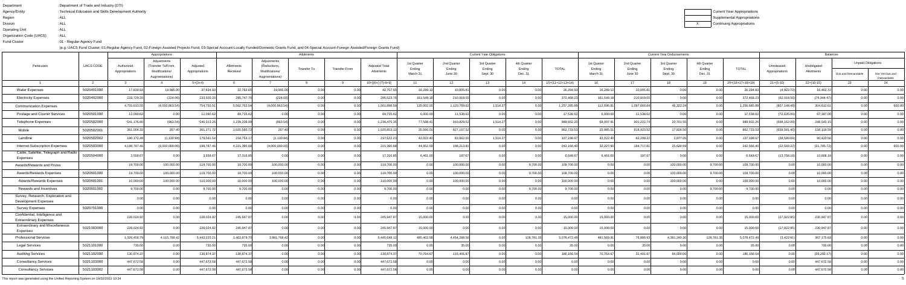Department : Department of Trade and Industry (DTI)
Agency/Entity : Technical Education and Skills Development Authority
Region : ALL
Division : ALL
Operating Unit : ALL
Organization Code (UACS) : ALL
Fund Cluster : 01 - Regular Agency Fund

(e.g. UACS Fund Cluster: 01-Regular Agency Fund, 02-Foreign Assisted Projects Fund, 03-Special Account-Locally Funded/Domestic Grants Fund, and 04-Special Account-Foreign Assisted/Foreign Grants Fund)

| | Current Year Appropriations |
|---|---|
| | Supplemental Appropriations |
| X | Continuing Appropriations |

| Particulars | UACS CODE | Appropriations | | | Allotments | | | | | Current Year Obligations | | | | | Current Year Disbursements | | | | | Balances | | | |
|---|---|---|---|---|---|---|---|---|---|---|---|---|---|---|---|---|---|---|---|---|---|---|---|
| | | Authorized Appropriations | Adjustments (Transfer To/From, Modifications/ Augmentations) | Adjusted Appropriations | Allotments Received | Adjustments (Reductions, Modifications/ Augmentations) | Transfer To | Transfer From | Adjusted Total Allotments | 1st Quarter Ending March 31 | 2nd Quarter Ending June 30 | 3rd Quarter Ending Sept. 30 | 4th Quarter Ending Dec. 31 | TOTAL | 1st Quarter Ending March 31 | 2nd Quarter Ending June 30 | 3rd Quarter Ending Sept. 30 | 4th Quarter Ending Dec. 31 | TOTAL | Unreleased Appropriations | Unobligated Allotments | Unpaid Obligations | |
| | | | | | | | | | | | | | | | | | | | | | | Due and Demandable | Not Yet Due and Demandable |
| 1 | 2 | 3 | 4 | 5=(3+4) | 6 | 7 | 8 | 9 | 10=[{6+(-)7}-8+9] | 11 | 12 | 13 | 14 | 15=(11+12+13+14) | 16 | 17 | 18 | 19 | 20=(16+17+18+19) | 21=(5-10) | 22=(10-15) | 23 | 24 |
| Water Expenses | 5020401000 | 17,939.93 | 19,995.00 | 37,934.93 | 22,762.65 | 19,995.00 | 0.00 | 0.00 | 42,757.65 | 16,289.12 | 10,005.81 | 0.00 | 0.00 | 26,294.93 | 16,289.12 | 10,005.81 | 0.00 | 0.00 | 26,294.93 | (4,822.72) | 16,462.72 | 0.00 | 0.00 |
| Electricity Expenses | 5020402000 | 233,729.20 | (224.00) | 233,505.20 | 295,747.76 | (224.00) | 0.00 | 0.00 | 295,523.76 | 161,549.18 | 210,919.05 | 0.00 | 0.00 | 372,468.23 | 161,549.18 | 210,919.05 | 0.00 | 0.00 | 372,468.23 | (62,018.56) | (76,944.47) | 0.00 | 0.00 |
| Communication Expenses | | 4,755,613.55 | (4,000,863.54) | 754,750.01 | 5,562,762.04 | (4,000,863.54) | 0.00 | 0.00 | 1,561,898.50 | 135,002.00 | 1,120,769.62 | 1,514.27 | 0.00 | 1,257,285.89 | 112,696.81 | 1,097,666.84 | 46,322.24 | 0.00 | 1,256,685.89 | (807,148.49) | 304,612.61 | 0.00 | 600.00 |
| Postage and Courier Services | 5020501000 | 12,090.62 | 0.00 | 12,090.62 | 84,725.62 | 0.00 | 0.00 | 0.00 | 84,725.62 | 6,000.00 | 11,538.62 | 0.00 | 0.00 | 17,538.62 | 6,000.00 | 11,538.62 | 0.00 | 0.00 | 17,538.62 | (72,635.00) | 67,187.00 | 0.00 | 0.00 |
| Telephone Expenses | 5020502000 | 541,176.80 | (863.54) | 540,313.26 | 1,239,338.89 | (863.54) | 0.00 | 0.00 | 1,238,475.35 | 77,588.41 | 910,829.52 | 1,514.27 | 0.00 | 989,932.20 | 68,007.91 | 901,222.74 | 20,701.55 | 0.00 | 989,932.20 | (698,162.09) | 248,543.15 | 0.00 | 0.00 |
| Mobile | 5020502001 | 361,004.32 | 267.40 | 361,271.72 | 1,020,585.72 | 267.40 | 0.00 | 0.00 | 1,020,853.12 | 35,566.01 | 827,167.52 | 0.00 | 0.00 | 862,733.53 | 25,985.51 | 818,923.52 | 17,824.50 | 0.00 | 862,733.53 | (659,581.40) | 158,119.59 | 0.00 | 0.00 |
| Landline | 5020502002 | 180,172.48 | (1,130.94) | 179,041.54 | 218,753.17 | (1,130.94) | 0.00 | 0.00 | 217,622.23 | 42,022.40 | 83,662.00 | 1,514.27 | 0.00 | 127,198.67 | 42,022.40 | 82,299.22 | 2,877.05 | 0.00 | 127,198.67 | (38,580.69) | 90,423.56 | 0.00 | 0.00 |
| Internet Subscription Expenses | 5020503000 | 4,198,787.46 | (4,000,000.00) | 198,787.46 | 4,221,380.68 | (4,000,000.00) | 0.00 | 0.00 | 221,380.68 | 44,952.59 | 198,213.81 | 0.00 | 0.00 | 243,166.40 | 32,227.90 | 184,717.81 | 25,620.69 | 0.00 | 242,566.40 | (22,593.22) | (21,785.72) | 0.00 | 600.00 |
| Cable, Satellite, Telegraph and Radio Expenses | 5020504000 | 3,558.67 | 0.00 | 3,558.67 | 17,316.85 | 0.00 | 0.00 | 0.00 | 17,316.85 | 6,461.00 | 187.67 | 0.00 | 0.00 | 6,648.67 | 6,461.00 | 187.67 | 0.00 | 0.00 | 6,648.67 | (13,758.18) | 10,668.18 | 0.00 | 0.00 |
| Awards/Rewards and Prizes | | 19,700.00 | 100,000.00 | 119,700.00 | 19,700.00 | 100,000.00 | 0.00 | 0.00 | 119,700.00 | 0.00 | 100,000.00 | 0.00 | 9,700.00 | 109,700.00 | 0.00 | 0.00 | 100,000.00 | 9,700.00 | 109,700.00 | 0.00 | 10,000.00 | 0.00 | 0.00 |
| Awards/Rewards Expenses | 5020601000 | 19,700.00 | 100,000.00 | 119,700.00 | 19,700.00 | 100,000.00 | 0.00 | 0.00 | 119,700.00 | 0.00 | 100,000.00 | 0.00 | 9,700.00 | 109,700.00 | 0.00 | 0.00 | 100,000.00 | 9,700.00 | 109,700.00 | 0.00 | 10,000.00 | 0.00 | 0.00 |
| Awards/Rewards Expenses | 5020601001 | 10,000.00 | 100,000.00 | 110,000.00 | 10,000.00 | 100,000.00 | 0.00 | 0.00 | 110,000.00 | 0.00 | 100,000.00 | 0.00 | 0.00 | 100,000.00 | 0.00 | 0.00 | 100,000.00 | 0.00 | 100,000.00 | 0.00 | 10,000.00 | 0.00 | 0.00 |
| Rewards and Incentives | 5020601002 | 9,700.00 | 0.00 | 9,700.00 | 9,700.00 | 0.00 | 0.00 | 0.00 | 9,700.00 | 0.00 | 0.00 | 0.00 | 9,700.00 | 9,700.00 | 0.00 | 0.00 | 0.00 | 9,700.00 | 9,700.00 | 0.00 | 0.00 | 0.00 | 0.00 |
| Survey, Research, Exploration and Development Expenses | | 0.00 | 0.00 | 0.00 | 0.00 | 0.00 | 0.00 | 0.00 | 0.00 | 0.00 | 0.00 | 0.00 | 0.00 | 0.00 | 0.00 | 0.00 | 0.00 | 0.00 | 0.00 | 0.00 | 0.00 | 0.00 | 0.00 |
| Survey Expenses | 5020701000 | 0.00 | 0.00 | 0.00 | 0.00 | 0.00 | 0.00 | 0.00 | 0.00 | 0.00 | 0.00 | 0.00 | 0.00 | 0.00 | 0.00 | 0.00 | 0.00 | 0.00 | 0.00 | 0.00 | 0.00 | 0.00 | 0.00 |
| Confidential, Intelligence and Extraordinary Expenses | | 228,024.92 | 0.00 | 228,024.92 | 245,947.87 | 0.00 | 0.00 | 0.00 | 245,947.87 | 15,000.00 | 0.00 | 0.00 | 0.00 | 15,000.00 | 15,000.00 | 0.00 | 0.00 | 0.00 | 15,000.00 | (17,922.95) | 230,947.87 | 0.00 | 0.00 |
| Extraordinary and Miscellaneous Expenses | 5021003000 | 228,024.92 | 0.00 | 228,024.92 | 245,947.87 | 0.00 | 0.00 | 0.00 | 245,947.87 | 15,000.00 | 0.00 | 0.00 | 0.00 | 15,000.00 | 15,000.00 | 0.00 | 0.00 | 0.00 | 15,000.00 | (17,922.95) | 230,947.87 | 0.00 | 0.00 |
| Professional Services | | 1,326,456.79 | 4,115,768.42 | 5,442,225.21 | 1,463,879.70 | 3,981,768.42 | 0.00 | 0.00 | 5,445,648.12 | 495,402.58 | 4,454,288.56 | 0.00 | 128,781.35 | 5,078,472.49 | 491,569.91 | 76,880.93 | 4,381,240.30 | 128,781.35 | 5,078,472.49 | (3,422.91) | 367,175.63 | 0.00 | 0.00 |
| Legal Services | 5021101000 | 735.00 | 0.00 | 735.00 | 735.00 | 0.00 | 0.00 | 0.00 | 735.00 | 0.00 | 35.00 | 0.00 | 0.00 | 35.00 | 0.00 | 35.00 | 0.00 | 0.00 | 35.00 | 0.00 | 700.00 | 0.00 | 0.00 |
| Auditing Services | 5021102000 | 130,874.37 | 0.00 | 130,874.37 | 130,874.37 | 0.00 | 0.00 | 0.00 | 130,874.37 | 70,764.67 | 115,401.87 | 0.00 | 0.00 | 186,166.54 | 70,764.67 | 31,401.87 | 84,000.00 | 0.00 | 186,166.54 | 0.00 | (55,292.17) | 0.00 | 0.00 |
| Consultancy Services | 5021103000 | 447,672.58 | 0.00 | 447,672.58 | 447,672.58 | 0.00 | 0.00 | 0.00 | 447,672.58 | 0.00 | 0.00 | 0.00 | 0.00 | 0.00 | 0.00 | 0.00 | 0.00 | 0.00 | 0.00 | 0.00 | 447,672.58 | 0.00 | 0.00 |
| Consultancy Services | 5021103002 | 447,672.58 | 0.00 | 447,672.58 | 447,672.58 | 0.00 | 0.00 | 0.00 | 447,672.58 | 0.00 | 0.00 | 0.00 | 0.00 | 0.00 | 0.00 | 0.00 | 0.00 | 0.00 | 0.00 | 0.00 | 447,672.58 | 0.00 | 0.00 |

This report was generated using the Unified Reporting System on 10/02/2022 10:34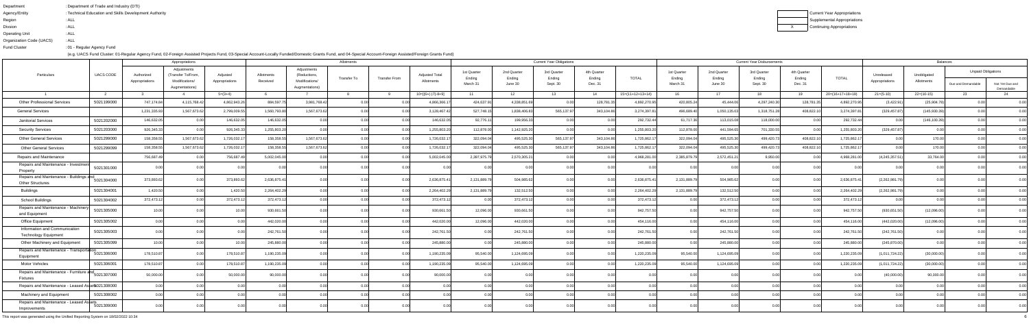Department : Department of Trade and Industry (DTI)
Agency/Entity : Technical Education and Skills Development Authority
Region : ALL
Division : ALL
Operating Unit : ALL
Organization Code (UACS) : ALL
Fund Cluster : 01 - Regular Agency Fund

(e.g. UACS Fund Cluster: 01-Regular Agency Fund, 02-Foreign Assisted Projects Fund, 03-Special Account-Locally Funded/Domestic Grants Fund, and 04-Special Account-Foreign Assisted/Foreign Grants Fund)

| | Current Year Appropriations |
|---|---|
| | Supplemental Appropriations |
| X | Continuing Appropriations |

| Particulars | UACS CODE | Appropriations | | | Allotments | | | | | Current Year Obligations | | | | | Current Year Disbursements | | | | | Balances | | | |
|---|---|---|---|---|---|---|---|---|---|---|---|---|---|---|---|---|---|---|---|---|---|---|---|
| | | Authorized Appropriations | Adjustments (Transfer To/From, Modifications/ Augmentations) | Adjusted Appropriations | Allotments Received | Adjustments (Reductions, Modifications/ Augmentations) | Transfer To | Transfer From | Adjusted Total Allotments | 1st Quarter Ending March 31 | 2nd Quarter Ending June 30 | 3rd Quarter Ending Sept. 30 | 4th Quarter Ending Dec. 31 | TOTAL | 1st Quarter Ending March 31 | 2nd Quarter Ending June 30 | 3rd Quarter Ending Sept. 30 | 4th Quarter Ending Dec. 31 | TOTAL | Unreleased Appropriations | Unobligated Allotments | Unpaid Obligations | |
| | | | | | | | | | | | | | | | | | | | | | | Due and Demandable | Not Yet Due and Demandable |
| 1 | 2 | 3 | 4 | 5=(3+4) | 6 | 7 | 8 | 9 | 10=[{6+(-)7}-8+9] | 11 | 12 | 13 | 14 | 15=(11+12+13+14) | 16 | 17 | 18 | 19 | 20=(16+17+18+19) | 21=(5-10) | 22=(10-15) | 23 | 24 |
| Other Professional Services | 5021199000 | 747,174.84 | 4,115,768.42 | 4,862,943.26 | 884,597.75 | 3,981,768.42 | 0.00 | 0.00 | 4,866,366.17 | 424,637.91 | 4,338,851.69 | 0.00 | 128,781.35 | 4,892,270.95 | 420,805.34 | 45,444.06 | 4,297,240.30 | 128,781.35 | 4,892,270.95 | (3,422.91) | (25,904.78) | 0.00 | 0.00 |
| General Services | | 1,231,335.93 | 1,567,673.62 | 2,799,009.55 | 1,560,793.80 | 1,567,673.62 | 0.00 | 0.00 | 3,128,467.42 | 527,748.15 | 1,838,406.83 | 565,137.97 | 343,104.86 | 3,274,397.81 | 496,689.40 | 1,050,135.03 | 1,318,751.28 | 408,822.10 | 3,274,397.81 | (329,457.87) | (145,930.39) | 0.00 | 0.00 |
| Janitorial Services | 5021202000 | 146,632.05 | 0.00 | 146,632.05 | 146,632.05 | 0.00 | 0.00 | 0.00 | 146,632.05 | 92,776.11 | 199,956.33 | 0.00 | 0.00 | 292,732.44 | 61,717.36 | 113,015.08 | 118,000.00 | 0.00 | 292,732.44 | 0.00 | (146,100.39) | 0.00 | 0.00 |
| Security Services | 5021203000 | 926,345.33 | 0.00 | 926,345.33 | 1,255,803.20 | 0.00 | 0.00 | 0.00 | 1,255,803.20 | 112,878.00 | 1,142,925.20 | 0.00 | 0.00 | 1,255,803.20 | 112,878.00 | 441,594.65 | 701,330.55 | 0.00 | 1,255,803.20 | (329,457.87) | 0.00 | 0.00 | 0.00 |
| Other General Services | 5021299000 | 158,358.55 | 1,567,673.62 | 1,726,032.17 | 158,358.55 | 1,567,673.62 | 0.00 | 0.00 | 1,726,032.17 | 322,094.04 | 495,525.30 | 565,137.97 | 343,104.86 | 1,725,862.17 | 322,094.04 | 495,525.30 | 499,420.73 | 408,822.10 | 1,725,862.17 | 0.00 | 170.00 | 0.00 | 0.00 |
| Other General Services | 5021299099 | 158,358.55 | 1,567,673.62 | 1,726,032.17 | 158,358.55 | 1,567,673.62 | 0.00 | 0.00 | 1,726,032.17 | 322,094.04 | 495,525.30 | 565,137.97 | 343,104.86 | 1,725,862.17 | 322,094.04 | 495,525.30 | 499,420.73 | 408,822.10 | 1,725,862.17 | 0.00 | 170.00 | 0.00 | 0.00 |
| Repairs and Maintenance | | 756,687.49 | 0.00 | 756,687.49 | 5,002,045.00 | 0.00 | 0.00 | 0.00 | 5,002,045.00 | 2,397,975.79 | 2,570,305.21 | 0.00 | 0.00 | 4,968,281.00 | 2,385,879.79 | 2,572,451.21 | 9,950.00 | 0.00 | 4,968,281.00 | (4,245,357.51) | 33,764.00 | 0.00 | 0.00 |
| Repairs and Maintenance - Investment Property | 5021301000 | 0.00 | 0.00 | 0.00 | 0.00 | 0.00 | 0.00 | 0.00 | 0.00 | 0.00 | 0.00 | 0.00 | 0.00 | 0.00 | 0.00 | 0.00 | 0.00 | 0.00 | 0.00 | 0.00 | 0.00 | 0.00 | 0.00 |
| Repairs and Maintenance - Buildings and Other Structures | 5021304000 | 373,893.62 | 0.00 | 373,893.62 | 2,636,875.41 | 0.00 | 0.00 | 0.00 | 2,636,875.41 | 2,131,889.79 | 504,985.62 | 0.00 | 0.00 | 2,636,875.41 | 2,131,889.79 | 504,985.62 | 0.00 | 0.00 | 2,636,875.41 | (2,262,981.79) | 0.00 | 0.00 | 0.00 |
| Buildings | 5021304001 | 1,420.50 | 0.00 | 1,420.50 | 2,264,402.29 | 0.00 | 0.00 | 0.00 | 2,264,402.29 | 2,131,889.79 | 132,512.50 | 0.00 | 0.00 | 2,264,402.29 | 2,131,889.79 | 132,512.50 | 0.00 | 0.00 | 2,264,402.29 | (2,262,981.79) | 0.00 | 0.00 | 0.00 |
| School Buildings | 5021304002 | 372,473.12 | 0.00 | 372,473.12 | 372,473.12 | 0.00 | 0.00 | 0.00 | 372,473.12 | 0.00 | 372,473.12 | 0.00 | 0.00 | 372,473.12 | 0.00 | 372,473.12 | 0.00 | 0.00 | 372,473.12 | 0.00 | 0.00 | 0.00 | 0.00 |
| Repairs and Maintenance - Machinery and Equipment | 5021305000 | 10.00 | 0.00 | 10.00 | 930,661.50 | 0.00 | 0.00 | 0.00 | 930,661.50 | 12,096.00 | 930,661.50 | 0.00 | 0.00 | 942,757.50 | 0.00 | 942,757.50 | 0.00 | 0.00 | 942,757.50 | (930,651.50) | (12,096.00) | 0.00 | 0.00 |
| Office Equipment | 5021305002 | 0.00 | 0.00 | 0.00 | 442,020.00 | 0.00 | 0.00 | 0.00 | 442,020.00 | 12,096.00 | 442,020.00 | 0.00 | 0.00 | 454,116.00 | 0.00 | 454,116.00 | 0.00 | 0.00 | 454,116.00 | (442,020.00) | (12,096.00) | 0.00 | 0.00 |
| Information and Communication Technology Equipment | 5021305003 | 0.00 | 0.00 | 0.00 | 242,761.50 | 0.00 | 0.00 | 0.00 | 242,761.50 | 0.00 | 242,761.50 | 0.00 | 0.00 | 242,761.50 | 0.00 | 242,761.50 | 0.00 | 0.00 | 242,761.50 | (242,761.50) | 0.00 | 0.00 | 0.00 |
| Other Machinery and Equipment | 5021305099 | 10.00 | 0.00 | 10.00 | 245,880.00 | 0.00 | 0.00 | 0.00 | 245,880.00 | 0.00 | 245,880.00 | 0.00 | 0.00 | 245,880.00 | 0.00 | 245,880.00 | 0.00 | 0.00 | 245,880.00 | (245,870.00) | 0.00 | 0.00 | 0.00 |
| Repairs and Maintenance - Transportation Equipment | 5021306000 | 178,510.87 | 0.00 | 178,510.87 | 1,190,235.09 | 0.00 | 0.00 | 0.00 | 1,190,235.09 | 95,540.00 | 1,124,695.09 | 0.00 | 0.00 | 1,220,235.09 | 95,540.00 | 1,124,695.09 | 0.00 | 0.00 | 1,220,235.09 | (1,011,724.22) | (30,000.00) | 0.00 | 0.00 |
| Motor Vehicles | 5021306001 | 178,510.87 | 0.00 | 178,510.87 | 1,190,235.09 | 0.00 | 0.00 | 0.00 | 1,190,235.09 | 95,540.00 | 1,124,695.09 | 0.00 | 0.00 | 1,220,235.09 | 95,540.00 | 1,124,695.09 | 0.00 | 0.00 | 1,220,235.09 | (1,011,724.22) | (30,000.00) | 0.00 | 0.00 |
| Repairs and Maintenance - Furniture and Fixtures | 5021307000 | 50,000.00 | 0.00 | 50,000.00 | 90,000.00 | 0.00 | 0.00 | 0.00 | 90,000.00 | 0.00 | 0.00 | 0.00 | 0.00 | 0.00 | 0.00 | 0.00 | 0.00 | 0.00 | 0.00 | (40,000.00) | 90,000.00 | 0.00 | 0.00 |
| Repairs and Maintenance - Leased Assets | 5021308000 | 0.00 | 0.00 | 0.00 | 0.00 | 0.00 | 0.00 | 0.00 | 0.00 | 0.00 | 0.00 | 0.00 | 0.00 | 0.00 | 0.00 | 0.00 | 0.00 | 0.00 | 0.00 | 0.00 | 0.00 | 0.00 | 0.00 |
| Machinery and Equipment | 5021308002 | 0.00 | 0.00 | 0.00 | 0.00 | 0.00 | 0.00 | 0.00 | 0.00 | 0.00 | 0.00 | 0.00 | 0.00 | 0.00 | 0.00 | 0.00 | 0.00 | 0.00 | 0.00 | 0.00 | 0.00 | 0.00 | 0.00 |
| Repairs and Maintenance - Leased Assets Improvements | 5021309000 | 0.00 | 0.00 | 0.00 | 0.00 | 0.00 | 0.00 | 0.00 | 0.00 | 0.00 | 0.00 | 0.00 | 0.00 | 0.00 | 0.00 | 0.00 | 0.00 | 0.00 | 0.00 | 0.00 | 0.00 | 0.00 | 0.00 |

This report was generated using the Unified Reporting System on 10/02/2022 10:34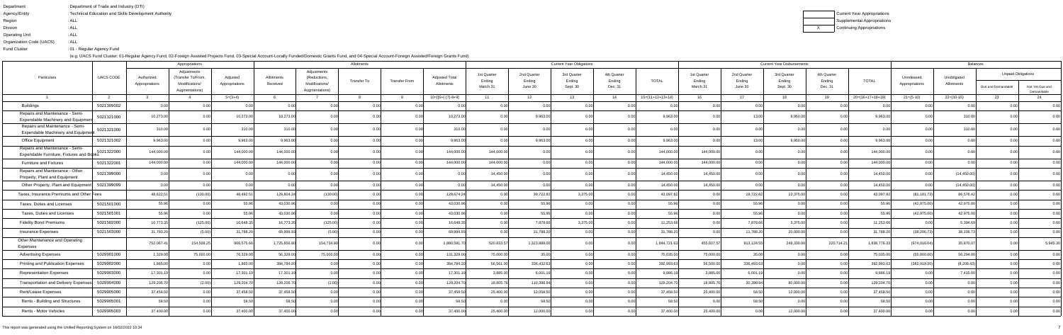Department : Department of Trade and Industry (DTI)
Agency/Entity : Technical Education and Skills Development Authority
Region : ALL
Division : ALL
Operating Unit : ALL
Organization Code (UACS) : ALL
Fund Cluster : 01 - Regular Agency Fund

(e.g. UACS Fund Cluster: 01-Regular Agency Fund, 02-Foreign Assisted Projects Fund, 03-Special Account-Locally Funded/Domestic Grants Fund, and 04-Special Account-Foreign Assisted/Foreign Grants Fund)

| | Current Year Appropriations |
|---|---|
| | Supplemental Appropriations |
| X | Continuing Appropriations |

| Particulars | UACS CODE | Appropriations | | | Allotments | | | | | Current Year Obligations | | | | | Current Year Disbursements | | | | | Balances | | | |
|---|---|---|---|---|---|---|---|---|---|---|---|---|---|---|---|---|---|---|---|---|---|---|---|
| | | Authorized Appropriations | Adjustments (Transfer To/From, Modifications/ Augmentations) | Adjusted Appropriations | Allotments Received | Adjustments (Reductions, Modifications/ Augmentations) | Transfer To | Transfer From | Adjusted Total Allotments | 1st Quarter Ending March 31 | 2nd Quarter Ending June 30 | 3rd Quarter Ending Sept. 30 | 4th Quarter Ending Dec. 31 | TOTAL | 1st Quarter Ending March 31 | 2nd Quarter Ending June 30 | 3rd Quarter Ending Sept. 30 | 4th Quarter Ending Dec. 31 | TOTAL | Unreleased Appropriations | Unobligated Allotments | Unpaid Obligations | |
| | | | | | | | | | | | | | | | | | | | | | | Due and Demandable | Not Yet Due and Demandable |
| 1 | 2 | 3 | 4 | 5=(3+4) | 6 | 7 | 8 | 9 | 10=[{6+(-)7}-8+9] | 11 | 12 | 13 | 14 | 15=(11+12+13+14) | 16 | 17 | 18 | 19 | 20=(16+17+18+19) | 21=(5-10) | 22=(10-15) | 23 | 24 |
| Buildings | 5021309002 | 0.00 | 0.00 | 0.00 | 0.00 | 0.00 | 0.00 | 0.00 | 0.00 | 0.00 | 0.00 | 0.00 | 0.00 | 0.00 | 0.00 | 0.00 | 0.00 | 0.00 | 0.00 | 0.00 | 0.00 | 0.00 | 0.00 |
| Repairs and Maintenance - Semi-Expendable Machinery and Equipment | 5021321000 | 10,273.00 | 0.00 | 10,273.00 | 10,273.00 | 0.00 | 0.00 | 0.00 | 10,273.00 | 0.00 | 9,963.00 | 0.00 | 0.00 | 9,963.00 | 0.00 | 13.00 | 9,950.00 | 0.00 | 9,963.00 | 0.00 | 310.00 | 0.00 | 0.00 |
| Repairs and Maintenance - Semi-Expendable Machinery and Equipment | 5021321000 | 310.00 | 0.00 | 310.00 | 310.00 | 0.00 | 0.00 | 0.00 | 310.00 | 0.00 | 0.00 | 0.00 | 0.00 | 0.00 | 0.00 | 0.00 | 0.00 | 0.00 | 0.00 | 0.00 | 310.00 | 0.00 | 0.00 |
| Office Equipment | 5021321002 | 9,963.00 | 0.00 | 9,963.00 | 9,963.00 | 0.00 | 0.00 | 0.00 | 9,963.00 | 0.00 | 9,963.00 | 0.00 | 0.00 | 9,963.00 | 0.00 | 13.00 | 9,950.00 | 0.00 | 9,963.00 | 0.00 | 0.00 | 0.00 | 0.00 |
| Repairs and Maintenance - Semi-Expendable Furniture, Fixtures and Books | 5021322000 | 144,000.00 | 0.00 | 144,000.00 | 144,000.00 | 0.00 | 0.00 | 0.00 | 144,000.00 | 144,000.00 | 0.00 | 0.00 | 0.00 | 144,000.00 | 144,000.00 | 0.00 | 0.00 | 0.00 | 144,000.00 | 0.00 | 0.00 | 0.00 | 0.00 |
| Furniture and Fixtures | 5021322001 | 144,000.00 | 0.00 | 144,000.00 | 144,000.00 | 0.00 | 0.00 | 0.00 | 144,000.00 | 144,000.00 | 0.00 | 0.00 | 0.00 | 144,000.00 | 144,000.00 | 0.00 | 0.00 | 0.00 | 144,000.00 | 0.00 | 0.00 | 0.00 | 0.00 |
| Repairs and Maintenance - Other Property, Plant and Equipment | 5021399000 | 0.00 | 0.00 | 0.00 | 0.00 | 0.00 | 0.00 | 0.00 | 0.00 | 14,450.00 | 0.00 | 0.00 | 0.00 | 14,450.00 | 14,450.00 | 0.00 | 0.00 | 0.00 | 14,450.00 | 0.00 | (14,450.00) | 0.00 | 0.00 |
| Other Property, Plant and Equipment | 5021399099 | 0.00 | 0.00 | 0.00 | 0.00 | 0.00 | 0.00 | 0.00 | 0.00 | 14,450.00 | 0.00 | 0.00 | 0.00 | 14,450.00 | 14,450.00 | 0.00 | 0.00 | 0.00 | 14,450.00 | 0.00 | (14,450.00) | 0.00 | 0.00 |
| Taxes, Insurance Premiums and Other Fees | | 48,622.51 | (130.00) | 48,492.51 | 129,804.24 | (130.00) | 0.00 | 0.00 | 129,674.24 | 0.00 | 39,722.82 | 3,375.00 | 0.00 | 43,097.82 | 0.00 | 19,722.82 | 23,375.00 | 0.00 | 43,097.82 | (81,181.73) | 86,576.42 | 0.00 | 0.00 |
| Taxes, Duties and Licenses | 5021501000 | 55.96 | 0.00 | 55.96 | 43,030.96 | 0.00 | 0.00 | 0.00 | 43,030.96 | 0.00 | 55.96 | 0.00 | 0.00 | 55.96 | 0.00 | 55.96 | 0.00 | 0.00 | 55.96 | (42,975.00) | 42,975.00 | 0.00 | 0.00 |
| Taxes, Duties and Licenses | 5021501001 | 55.96 | 0.00 | 55.96 | 43,030.96 | 0.00 | 0.00 | 0.00 | 43,030.96 | 0.00 | 55.96 | 0.00 | 0.00 | 55.96 | 0.00 | 55.96 | 0.00 | 0.00 | 55.96 | (42,975.00) | 42,975.00 | 0.00 | 0.00 |
| Fidelity Bond Premiums | 5021502000 | 16,773.35 | (125.00) | 16,648.35 | 16,773.35 | (125.00) | 0.00 | 0.00 | 16,648.35 | 0.00 | 7,878.66 | 3,375.00 | 0.00 | 11,253.66 | 0.00 | 7,878.66 | 3,375.00 | 0.00 | 11,253.66 | 0.00 | 5,394.69 | 0.00 | 0.00 |
| Insurance Expenses | 5021503000 | 31,793.20 | (5.00) | 31,788.20 | 69,999.93 | (5.00) | 0.00 | 0.00 | 69,994.93 | 0.00 | 31,788.20 | 0.00 | 0.00 | 31,788.20 | 0.00 | 11,788.20 | 20,000.00 | 0.00 | 31,788.20 | (38,206.73) | 38,206.73 | 0.00 | 0.00 |
| Other Maintenance and Operating Expenses | | 752,067.41 | 154,508.25 | 906,575.66 | 1,725,856.80 | 154,734.90 | 0.00 | 0.00 | 1,880,591.70 | 520,833.57 | 1,323,888.06 | 0.00 | 0.00 | 1,844,721.63 | 455,607.57 | 913,124.55 | 249,330.00 | 220,714.21 | 1,838,776.33 | (974,016.04) | 35,870.07 | 0.00 | 5,945.30 |
| Advertising Expenses | 5029901000 | 1,329.00 | 75,000.00 | 76,329.00 | 56,329.00 | 75,000.00 | 0.00 | 0.00 | 131,329.00 | 75,000.00 | 35.00 | 0.00 | 0.00 | 75,035.00 | 75,000.00 | 35.00 | 0.00 | 0.00 | 75,035.00 | (55,000.00) | 56,294.00 | 0.00 | 0.00 |
| Printing and Publication Expenses | 5029902000 | 1,865.00 | 0.00 | 1,865.00 | 384,784.20 | 0.00 | 0.00 | 0.00 | 384,784.20 | 56,561.00 | 336,432.63 | 0.00 | 0.00 | 392,993.63 | 56,500.00 | 336,493.63 | 0.00 | 0.00 | 392,993.63 | (382,919.20) | (8,209.43) | 0.00 | 0.00 |
| Representation Expenses | 5029903000 | 17,301.19 | 0.00 | 17,301.19 | 17,301.19 | 0.00 | 0.00 | 0.00 | 17,301.19 | 3,885.00 | 6,001.19 | 0.00 | 0.00 | 9,886.19 | 3,885.00 | 6,001.19 | 0.00 | 0.00 | 9,886.19 | 0.00 | 7,415.00 | 0.00 | 0.00 |
| Transportation and Delivery Expenses | 5029904000 | 129,206.70 | (2.00) | 129,204.70 | 129,206.70 | (2.00) | 0.00 | 0.00 | 129,204.70 | 18,805.76 | 110,398.94 | 0.00 | 0.00 | 129,204.70 | 18,805.76 | 30,398.94 | 80,000.00 | 0.00 | 129,204.70 | 0.00 | 0.00 | 0.00 | 0.00 |
| Rent/Lease Expenses | 5029905000 | 37,458.50 | 0.00 | 37,458.50 | 37,458.50 | 0.00 | 0.00 | 0.00 | 37,458.50 | 25,400.00 | 12,058.50 | 0.00 | 0.00 | 37,458.50 | 25,400.00 | 58.50 | 12,000.00 | 0.00 | 37,458.50 | 0.00 | 0.00 | 0.00 | 0.00 |
| Rents - Building and Structures | 5029905001 | 58.50 | 0.00 | 58.50 | 58.50 | 0.00 | 0.00 | 0.00 | 58.50 | 0.00 | 58.50 | 0.00 | 0.00 | 58.50 | 0.00 | 58.50 | 0.00 | 0.00 | 58.50 | 0.00 | 0.00 | 0.00 | 0.00 |
| Rents - Motor Vehicles | 5029905003 | 37,400.00 | 0.00 | 37,400.00 | 37,400.00 | 0.00 | 0.00 | 0.00 | 37,400.00 | 25,400.00 | 12,000.00 | 0.00 | 0.00 | 37,400.00 | 25,400.00 | 0.00 | 12,000.00 | 0.00 | 37,400.00 | 0.00 | 0.00 | 0.00 | 0.00 |

This report was generated using the Unified Reporting System on 10/02/2022 10:34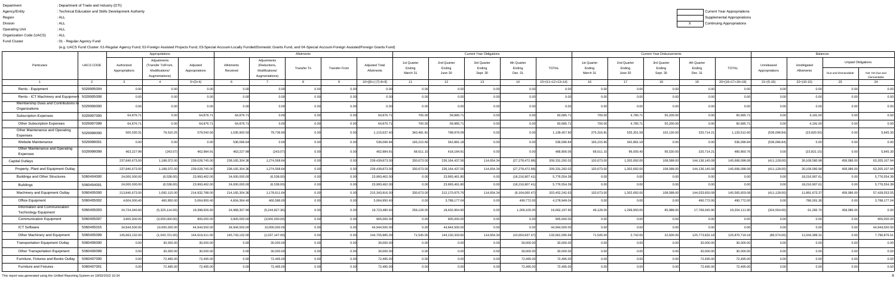Department : Department of Trade and Industry (DTI)
Agency/Entity : Technical Education and Skills Development Authority
Region : ALL
Division : ALL
Operating Unit : ALL
Organization Code (UACS) : ALL
Fund Cluster : 01 - Regular Agency Fund

(e.g. UACS Fund Cluster: 01-Regular Agency Fund, 02-Foreign Assisted Projects Fund, 03-Special Account-Locally Funded/Domestic Grants Fund, and 04-Special Account-Foreign Assisted/Foreign Grants Fund)

| | Current Year Appropriations |
|---|---|
| | Supplemental Appropriations |
| X | Continuing Appropriations |

| Particulars | UACS CODE | Appropriations | | | Allotments | | | | | Current Year Obligations | | | | | Current Year Disbursements | | | | | Balances | | | |
|---|---|---|---|---|---|---|---|---|---|---|---|---|---|---|---|---|---|---|---|---|---|---|---|
| | | Authorized Appropriations | Adjustments (Transfer To/From, Modifications/ Augmentations) | Adjusted Appropriations | Allotments Received | Adjustments (Reductions, Modifications/ Augmentations) | Transfer To | Transfer From | Adjusted Total Allotments | 1st Quarter Ending March 31 | 2nd Quarter Ending June 30 | 3rd Quarter Ending Sept. 30 | 4th Quarter Ending Dec. 31 | TOTAL | 1st Quarter Ending March 31 | 2nd Quarter Ending June 30 | 3rd Quarter Ending Sept. 30 | 4th Quarter Ending Dec. 31 | TOTAL | Unreleased Appropriations | Unobligated Allotments | Unpaid Obligations | |
| | | | | | | | | | | | | | | | | | | | | | | Due and Demandable | Not Yet Due and Demandable |
| 1 | 2 | 3 | 4 | 5=(3+4) | 6 | 7 | 8 | 9 | 10=[{6+(-)7}-8+9] | 11 | 12 | 13 | 14 | 15=(11+12+13+14) | 16 | 17 | 18 | 19 | 20=(16+17+18+19) | 21=(5-10) | 22=(10-15) | 23 | 24 |
| Rents - Equipment | 5029905004 | 0.00 | 0.00 | 0.00 | 0.00 | 0.00 | 0.00 | 0.00 | 0.00 | 0.00 | 0.00 | 0.00 | 0.00 | 0.00 | 0.00 | 0.00 | 0.00 | 0.00 | 0.00 | 0.00 | 0.00 | 0.00 | 0.00 |
| Rents - ICT Machinery and Equipment | 5029905008 | 0.00 | 0.00 | 0.00 | 0.00 | 0.00 | 0.00 | 0.00 | 0.00 | 0.00 | 0.00 | 0.00 | 0.00 | 0.00 | 0.00 | 0.00 | 0.00 | 0.00 | 0.00 | 0.00 | 0.00 | 0.00 | 0.00 |
| Membership Dues and Contributions to Organizations | 5029906000 | 0.00 | 0.00 | 0.00 | 0.00 | 0.00 | 0.00 | 0.00 | 0.00 | 0.00 | 0.00 | 0.00 | 0.00 | 0.00 | 0.00 | 0.00 | 0.00 | 0.00 | 0.00 | 0.00 | 0.00 | 0.00 | 0.00 |
| Subscription Expenses | 5029907000 | 64,876.71 | 0.00 | 64,876.71 | 64,876.71 | 0.00 | 0.00 | 0.00 | 64,876.71 | 700.00 | 59,985.71 | 0.00 | 0.00 | 60,685.71 | 700.00 | 4,785.71 | 55,200.00 | 0.00 | 60,685.71 | 0.00 | 4,191.00 | 0.00 | 0.00 |
| Other Subscription Expenses | 5029907099 | 64,876.71 | 0.00 | 64,876.71 | 64,876.71 | 0.00 | 0.00 | 0.00 | 64,876.71 | 700.00 | 59,985.71 | 0.00 | 0.00 | 60,685.71 | 700.00 | 4,785.71 | 55,200.00 | 0.00 | 60,685.71 | 0.00 | 4,191.00 | 0.00 | 0.00 |
| Other Maintenance and Operating Expenses | 5029999000 | 500,030.31 | 79,510.25 | 579,540.56 | 1,035,900.50 | 79,736.90 | 0.00 | 0.00 | 1,115,637.40 | 340,481.81 | 798,976.09 | 0.00 | 0.00 | 1,139,457.90 | 275,316.81 | 535,351.58 | 102,130.00 | 220,714.21 | 1,133,512.60 | (536,096.84) | (23,820.50) | 0.00 | 5,945.30 |
| Website Maintenance | 5029999001 | 0.00 | 0.00 | 0.00 | 536,096.84 | 0.00 | 0.00 | 0.00 | 536,096.84 | 193,215.66 | 342,881.18 | 0.00 | 0.00 | 536,096.84 | 193,215.66 | 342,881.18 | 0.00 | 0.00 | 536,096.84 | (536,096.84) | 0.00 | 0.00 | 0.00 |
| Other Maintenance and Operating Expenses | 5029999099 | 463,227.98 | (243.07) | 462,984.91 | 463,227.98 | (243.07) | 0.00 | 0.00 | 462,984.91 | 68,611.15 | 418,194.91 | 0.00 | 0.00 | 486,806.06 | 68,611.15 | 96,005.40 | 95,530.00 | 220,714.21 | 480,860.76 | 0.00 | (23,821.15) | 0.00 | 5,945.30 |
| Capital Outlays | | 237,840,673.00 | 1,188,072.00 | 239,028,745.00 | 238,165,304.38 | 1,274,568.64 | 0.00 | 0.00 | 239,439,873.00 | 320,673.00 | 236,164,437.56 | 114,654.34 | (27,278,472.88) | 209,331,292.02 | 120,673.00 | 1,302,692.00 | 108,588.00 | 144,136,145.08 | 145,668,098.08 | (411,128.00) | 30,108,580.98 | 458,086.00 | 63,205,107.94 |
| Property, Plant and Equipment Outlay | | 237,840,673.00 | 1,188,072.00 | 239,028,745.00 | 238,165,304.38 | 1,274,568.64 | 0.00 | 0.00 | 239,439,873.00 | 320,673.00 | 236,164,437.56 | 114,654.34 | (27,278,472.88) | 209,331,292.02 | 120,673.00 | 1,302,692.00 | 108,588.00 | 144,136,145.08 | 145,668,098.08 | (411,128.00) | 30,108,580.98 | 458,086.00 | 63,205,107.94 |
| Buildings and Other Structures | 5060404000 | 24,000,000.00 | (6,538.00) | 23,993,462.00 | 24,000,000.00 | (6,538.00) | 0.00 | 0.00 | 23,993,462.00 | 0.00 | 23,993,461.80 | 0.00 | (18,216,907.41) | 5,776,554.39 | 0.00 | 0.00 | 0.00 | 0.00 | 0.00 | 0.00 | 18,216,907.61 | 0.00 | 5,776,554.39 |
| Buildings | 5060404001 | 24,000,000.00 | (6,538.00) | 23,993,462.00 | 24,000,000.00 | (6,538.00) | 0.00 | 0.00 | 23,993,462.00 | 0.00 | 23,993,461.80 | 0.00 | (18,216,907.41) | 5,776,554.39 | 0.00 | 0.00 | 0.00 | 0.00 | 0.00 | 0.00 | 18,216,907.61 | 0.00 | 5,776,554.39 |
| Machinery and Equipment Outlay | 5060405000 | 213,840,673.00 | 1,092,115.00 | 214,932,788.00 | 214,165,304.38 | 1,178,611.64 | 0.00 | 0.00 | 215,343,916.00 | 320,673.00 | 212,170,975.76 | 114,654.34 | (9,164,050.47) | 203,452,242.63 | 120,673.00 | 1,302,692.00 | 108,588.00 | 144,033,650.08 | 145,565,603.08 | (411,128.00) | 11,891,673.37 | 458,086.00 | 57,428,553.55 |
| Office Equipment | 5060405002 | 4,604,000.40 | 460,950.00 | 5,064,950.40 | 4,604,364.40 | 460,586.00 | 0.00 | 0.00 | 5,064,950.40 | 0.00 | 3,788,177.04 | 0.00 | 490,772.00 | 4,278,949.04 | 0.00 | 0.00 | 0.00 | 490,772.00 | 490,772.00 | 0.00 | 786,001.36 | 0.00 | 3,788,177.04 |
| Information and Communication Technology Equipment | 5060405003 | 24,724,040.60 | (5,325,114.00) | 19,398,926.60 | 24,968,307.96 | (5,244,827.36) | 0.00 | 0.00 | 19,723,480.60 | 259,128.00 | 18,402,964.90 | 0.00 | 1,000,105.00 | 19,662,197.90 | 49,128.00 | 1,299,950.00 | 85,988.00 | 17,769,045.90 | 19,204,111.90 | (324,554.00) | 61,282.70 | 458,086.00 | 0.00 |
| Communication Equipment | 5060405007 | 3,905,000.00 | (3,000,000.00) | 905,000.00 | 3,905,000.00 | (3,000,000.00) | 0.00 | 0.00 | 905,000.00 | 0.00 | 905,000.00 | 0.00 | 0.00 | 905,000.00 | 0.00 | 0.00 | 0.00 | 0.00 | 0.00 | 0.00 | 0.00 | 0.00 | 905,000.00 |
| ICT Software | 5060405015 | 34,944,500.00 | 10,000,000.00 | 44,944,500.00 | 34,944,500.00 | 10,000,000.00 | 0.00 | 0.00 | 44,944,500.00 | 0.00 | 44,944,500.00 | 0.00 | 0.00 | 44,944,500.00 | 0.00 | 0.00 | 0.00 | 0.00 | 0.00 | 0.00 | 0.00 | 0.00 | 44,944,500.00 |
| Other Machinery and Equipment | 5060405099 | 145,663,132.00 | (1,043,721.00) | 144,619,411.00 | 145,743,132.00 | (1,037,147.00) | 0.00 | 0.00 | 144,705,985.00 | 71,545.00 | 144,130,333.82 | 114,654.34 | (10,654,927.47) | 133,661,595.69 | 71,545.00 | 2,742.00 | 22,600.00 | 125,773,832.18 | 125,870,719.18 | (86,574.00) | 11,044,389.31 | 0.00 | 7,790,876.51 |
| Transportation Equipment Outlay | 5060406000 | 0.00 | 30,000.00 | 30,000.00 | 0.00 | 30,000.00 | 0.00 | 0.00 | 30,000.00 | 0.00 | 0.00 | 0.00 | 30,000.00 | 30,000.00 | 0.00 | 0.00 | 0.00 | 30,000.00 | 30,000.00 | 0.00 | 0.00 | 0.00 | 0.00 |
| Other Transportation Equipment | 5060406099 | 0.00 | 30,000.00 | 30,000.00 | 0.00 | 30,000.00 | 0.00 | 0.00 | 30,000.00 | 0.00 | 0.00 | 0.00 | 30,000.00 | 30,000.00 | 0.00 | 0.00 | 0.00 | 30,000.00 | 30,000.00 | 0.00 | 0.00 | 0.00 | 0.00 |
| Furniture, Fixtures and Books Outlay | 5060407000 | 0.00 | 72,495.00 | 72,495.00 | 0.00 | 72,495.00 | 0.00 | 0.00 | 72,495.00 | 0.00 | 0.00 | 0.00 | 72,495.00 | 72,495.00 | 0.00 | 0.00 | 0.00 | 72,495.00 | 72,495.00 | 0.00 | 0.00 | 0.00 | 0.00 |
| Furniture and Fixtures | 5060407001 | 0.00 | 72,495.00 | 72,495.00 | 0.00 | 72,495.00 | 0.00 | 0.00 | 72,495.00 | 0.00 | 0.00 | 0.00 | 72,495.00 | 72,495.00 | 0.00 | 0.00 | 0.00 | 72,495.00 | 72,495.00 | 0.00 | 0.00 | 0.00 | 0.00 |

This report was generated using the Unified Reporting System on 18/02/2022 10:34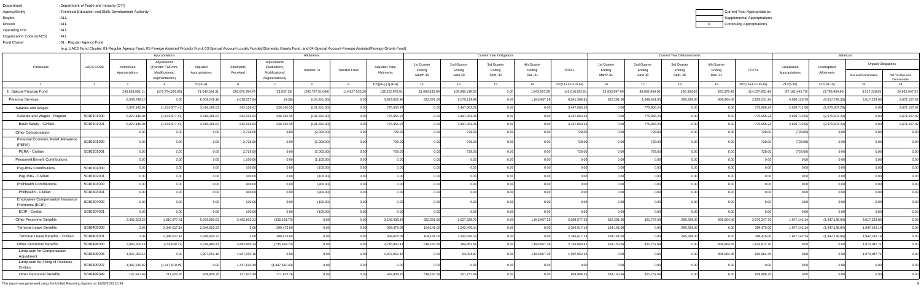Department : Department of Trade and Industry (DTI)
Agency/Entity : Technical Education and Skills Development Authority
Region : ALL
Division : ALL
Operating Unit : ALL
Organization Code (UACS) : ALL
Fund Cluster : 01 - Regular Agency Fund

(e.g. UACS Fund Cluster: 01-Regular Agency Fund, 02-Foreign Assisted Projects Fund, 03-Special Account-Locally Funded/Domestic Grants Fund, and 04-Special Account-Foreign Assisted/Foreign Grants Fund)

| | Current Year Appropriations |
|---|---|
| | Supplemental Appropriations |
| X | Continuing Appropriations |

| Particulars | UACS CODE | Appropriations: Authorized Appropriations | Appropriations: Adjustments (Transfer To/From, Modifications/ Augmentations) | Appropriations: Adjusted Appropriations | Allotments: Allotments Received | Allotments: Adjustments (Reductions, Modifications/ Augmentations) | Allotments: Transfer To | Allotments: Transfer From | Allotments: Adjusted Total Allotments | Current Year Obligations: 1st Quarter Ending March 31 | Current Year Obligations: 2nd Quarter Ending June 30 | Current Year Obligations: 3rd Quarter Ending Sept. 30 | Current Year Obligations: 4th Quarter Ending Dec. 31 | Current Year Obligations: TOTAL | Current Year Disbursements: 1st Quarter Ending March 31 | Current Year Disbursements: 2nd Quarter Ending June 30 | Current Year Disbursements: 3rd Quarter Ending Sept. 30 | Current Year Disbursements: 4th Quarter Ending Dec. 31 | Current Year Disbursements: TOTAL | Balances: Unreleased Appropriations | Balances: Unobligated Allotments | Balances: Unpaid Obligations: Due and Demandable | Balances: Unpaid Obligations: Not Yet Due and Demandable |
|---|---|---|---|---|---|---|---|---|---|---|---|---|---|---|---|---|---|---|---|---|---|---|---|
| 1 | 2 | 3 | 4 | 5=(3+4) | 6 | 7 | 8 | 9 | 10=[{6+(-)7}-8+9] | 11 | 12 | 13 | 14 | 15=(11+12+13+14) | 16 | 17 | 18 | 19 | 20=(16+17+18+19) | 21=(5-10) | 22=(10-15) | 23 | 24 |
| II. Special Purpose Fund | | 243,814,801.11 | (172,774,266.80) | 71,040,534.31 | 226,076,794.79 | (23,837,38) | (202,757,514.60) | 114,927,535.20 | 138,222,978.01 | 31,083,835.99 | 109,099,139.53 | 0.00 | 1,843,957.29 | 142,016,932.81 | 23,933,997.99 | 88,952,944.00 | 295,334.00 | 855,379.45 | 114,037,655.44 | (67,182,443.70) | (3,793,954.80) | 3,017,229.85 | 24,962,047.52 |
| Personal Services | | 8,509,749.16 | 0.00 | 8,509,749.16 | 4,028,537.84 | (4.38) | (104,911.00) | 0.00 | 3,923,622.46 | 622,291.56 | 6,075,119.99 | 0.00 | 1,843,957.29 | 8,541,368.81 | 622,291.56 | 1,098,441.93 | 295,334.00 | 836,964.45 | 2,853,031.94 | 4,586,126.70 | (4,617,746.35) | 3,017,229.85 | 2,671,107.02 |
| Salaries and Wages | | 5,027,145.94 | (1,610,977.41) | 3,416,168.53 | 542,106.62 | 336,160.35 | (101,811.00) | 0.00 | 776,455.97 | 0.00 | 3,447,063.26 | 0.00 | 0.00 | 3,447,063.26 | 0.00 | 775,956.24 | 0.00 | 0.00 | 775,956.24 | 2,639,712.56 | (2,670,607.29) | 0.00 | 2,671,107.02 |
| Salaries and Wages - Regular | 5010101000 | 5,027,145.94 | (1,610,977.41) | 3,416,168.53 | 542,106.62 | 336,160.35 | (101,811.00) | 0.00 | 776,455.97 | 0.00 | 3,447,063.26 | 0.00 | 0.00 | 3,447,063.26 | 0.00 | 775,956.24 | 0.00 | 0.00 | 775,956.24 | 2,639,712.56 | (2,670,607.29) | 0.00 | 2,671,107.02 |
| Basic Salary - Civilian | 5010101001 | 5,027,145.94 | (1,610,977.41) | 3,416,168.53 | 542,106.62 | 336,160.35 | (101,811.00) | 0.00 | 776,455.97 | 0.00 | 3,447,063.26 | 0.00 | 0.00 | 3,447,063.26 | 0.00 | 775,956.24 | 0.00 | 0.00 | 775,956.24 | 2,639,712.56 | (2,670,607.29) | 0.00 | 2,671,107.02 |
| Other Compensation | | 0.00 | 0.00 | 0.00 | 2,728.00 | 0.00 | (2,000.00) | 0.00 | 728.00 | 0.00 | 728.00 | 0.00 | 0.00 | 728.00 | 0.00 | 728.00 | 0.00 | 0.00 | 728.00 | (728.00) | 0.00 | 0.00 | 0.00 |
| Personal Economic Relief Allowance (PERA) | 5010201000 | 0.00 | 0.00 | 0.00 | 2,728.00 | 0.00 | (2,000.00) | 0.00 | 728.00 | 0.00 | 728.00 | 0.00 | 0.00 | 728.00 | 0.00 | 728.00 | 0.00 | 0.00 | 728.00 | (728.00) | 0.00 | 0.00 | 0.00 |
| PERA - Civilian | 5010201001 | 0.00 | 0.00 | 0.00 | 2,728.00 | 0.00 | (2,000.00) | 0.00 | 728.00 | 0.00 | 728.00 | 0.00 | 0.00 | 728.00 | 0.00 | 728.00 | 0.00 | 0.00 | 728.00 | (728.00) | 0.00 | 0.00 | 0.00 |
| Personnel Benefit Contributions | | 0.00 | 0.00 | 0.00 | 1,100.00 | 0.00 | (1,100.00) | 0.00 | 0.00 | 0.00 | 0.00 | 0.00 | 0.00 | 0.00 | 0.00 | 0.00 | 0.00 | 0.00 | 0.00 | 0.00 | 0.00 | 0.00 | 0.00 |
| Pag-IBIG Contributions | 5010302000 | 0.00 | 0.00 | 0.00 | 100.00 | 0.00 | (100.00) | 0.00 | 0.00 | 0.00 | 0.00 | 0.00 | 0.00 | 0.00 | 0.00 | 0.00 | 0.00 | 0.00 | 0.00 | 0.00 | 0.00 | 0.00 | 0.00 |
| Pag-IBIG - Civilian | 5010302001 | 0.00 | 0.00 | 0.00 | 100.00 | 0.00 | (100.00) | 0.00 | 0.00 | 0.00 | 0.00 | 0.00 | 0.00 | 0.00 | 0.00 | 0.00 | 0.00 | 0.00 | 0.00 | 0.00 | 0.00 | 0.00 | 0.00 |
| PhilHealth Contributions | 5010303000 | 0.00 | 0.00 | 0.00 | 900.00 | 0.00 | (900.00) | 0.00 | 0.00 | 0.00 | 0.00 | 0.00 | 0.00 | 0.00 | 0.00 | 0.00 | 0.00 | 0.00 | 0.00 | 0.00 | 0.00 | 0.00 | 0.00 |
| PhilHealth - Civilian | 5010303001 | 0.00 | 0.00 | 0.00 | 900.00 | 0.00 | (900.00) | 0.00 | 0.00 | 0.00 | 0.00 | 0.00 | 0.00 | 0.00 | 0.00 | 0.00 | 0.00 | 0.00 | 0.00 | 0.00 | 0.00 | 0.00 | 0.00 |
| Employees Compensation Insurance Premiums (ECIP) | 5010304000 | 0.00 | 0.00 | 0.00 | 100.00 | 0.00 | (100.00) | 0.00 | 0.00 | 0.00 | 0.00 | 0.00 | 0.00 | 0.00 | 0.00 | 0.00 | 0.00 | 0.00 | 0.00 | 0.00 | 0.00 | 0.00 | 0.00 |
| ECIP - Civilian | 5010304001 | 0.00 | 0.00 | 0.00 | 100.00 | 0.00 | (100.00) | 0.00 | 0.00 | 0.00 | 0.00 | 0.00 | 0.00 | 0.00 | 0.00 | 0.00 | 0.00 | 0.00 | 0.00 | 0.00 | 0.00 | 0.00 | 0.00 |
| Other Personnel Benefits | | 3,482,603.22 | 1,610,977.41 | 5,093,580.63 | 3,482,603.22 | (336,164.73) | 0.00 | 0.00 | 3,146,438.49 | 622,291.56 | 2,627,328.73 | 0.00 | 1,843,957.29 | 5,093,577.58 | 622,291.56 | 321,757.69 | 295,334.00 | 836,964.45 | 2,076,347.70 | 1,947,142.14 | (1,947,139.09) | 3,017,229.85 | 0.00 |
| Terminal Leave Benefits | 5010403000 | 3.08 | 2,346,617.14 | 2,346,620.22 | 3.08 | 399,475.00 | 0.00 | 0.00 | 399,478.08 | 104,141.00 | 2,242,476.14 | 0.00 | 0.00 | 2,346,617.14 | 104,141.00 | 0.00 | 295,334.00 | 0.00 | 399,475.00 | 1,947,142.14 | (1,947,139.06) | 1,947,142.14 | 0.00 |
| Terminal Leave Benefits - Civilian | 5010403001 | 3.08 | 2,346,617.14 | 2,346,620.22 | 3.08 | 399,475.00 | 0.00 | 0.00 | 399,478.08 | 104,141.00 | 2,242,476.14 | 0.00 | 0.00 | 2,346,617.14 | 104,141.00 | 0.00 | 295,334.00 | 0.00 | 399,475.00 | 1,947,142.14 | (1,947,139.06) | 1,947,142.14 | 0.00 |
| Other Personnel Benefits | 5010499000 | 3,482,600.14 | (735,639.73) | 2,746,960.41 | 3,482,600.14 | (735,639.73) | 0.00 | 0.00 | 2,746,960.41 | 518,150.56 | 384,852.56 | 0.00 | 1,843,957.29 | 2,746,960.41 | 518,150.56 | 321,757.69 | 0.00 | 836,964.45 | 1,676,872.70 | 0.00 | 0.00 | 1,070,087.71 | 0.00 |
| Lump-sum for Compensation Adjustment | 5010499006 | 1,907,052.16 | 0.00 | 1,907,052.16 | 1,907,052.16 | 0.00 | 0.00 | 0.00 | 1,907,052.16 | 0.00 | 63,094.87 | 0.00 | 1,843,957.29 | 1,907,052.16 | 0.00 | 0.00 | 0.00 | 836,964.45 | 836,964.45 | 0.00 | 0.00 | 1,070,087.71 | 0.00 |
| Lump-sum for Filling of Positions - Civilian | 5010499007 | 1,447,610.49 | (1,447,610.49) | 0.00 | 1,447,610.49 | (1,447,610.49) | 0.00 | 0.00 | 0.00 | 0.00 | 0.00 | 0.00 | 0.00 | 0.00 | 0.00 | 0.00 | 0.00 | 0.00 | 0.00 | 0.00 | 0.00 | 0.00 | 0.00 |
| Other Personnel Benefits | 5010499099 | 127,937.49 | 711,970.76 | 839,908.25 | 127,937.49 | 711,970.76 | 0.00 | 0.00 | 839,908.25 | 518,150.56 | 321,757.69 | 0.00 | 0.00 | 839,908.25 | 518,150.56 | 321,757.69 | 0.00 | 0.00 | 839,908.25 | 0.00 | 0.00 | 0.00 | 0.00 |

This report was generated using the Unified Reporting System on 10/02/2022 10:34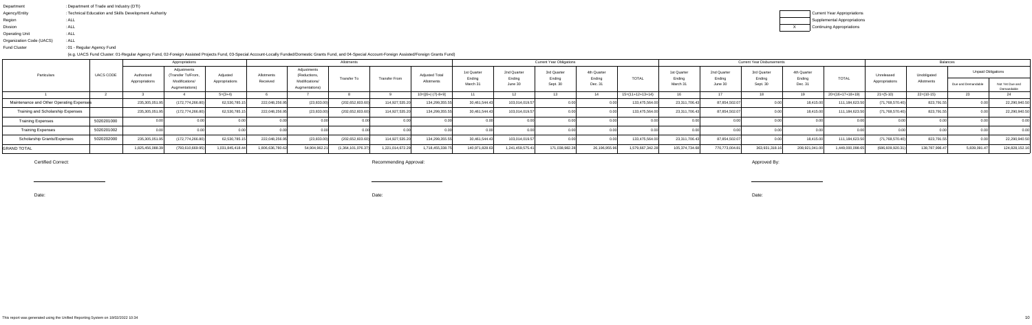Department : Department of Trade and Industry (DTI)
Agency/Entity : Technical Education and Skills Development Authority
Region : ALL
Division : ALL
Operating Unit : ALL
Organization Code (UACS) : ALL
Fund Cluster : 01 - Regular Agency Fund

(e.g. UACS Fund Cluster: 01-Regular Agency Fund, 02-Foreign Assisted Projects Fund, 03-Special Account-Locally Funded/Domestic Grants Fund, and 04-Special Account-Foreign Assisted/Foreign Grants Fund)

| | Current Year Appropriations |
|---|---|
| | Supplemental Appropriations |
| X | Continuing Appropriations |

| Particulars | UACS CODE | Appropriations | | | Allotments | | | | | Current Year Obligations | | | | | Current Year Disbursements | | | | | Balances | | | |
|---|---|---|---|---|---|---|---|---|---|---|---|---|---|---|---|---|---|---|---|---|---|---|---|
| | | Authorized Appropriations | Adjustments (Transfer To/From, Modifications/ Augmentations) | Adjusted Appropriations | Allotments Received | Adjustments (Reductions, Modifications/ Augmentations) | Transfer To | Transfer From | Adjusted Total Allotments | 1st Quarter Ending March 31 | 2nd Quarter Ending June 30 | 3rd Quarter Ending Sept. 30 | 4th Quarter Ending Dec. 31 | TOTAL | 1st Quarter Ending March 31 | 2nd Quarter Ending June 30 | 3rd Quarter Ending Sept. 30 | 4th Quarter Ending Dec. 31 | TOTAL | Unreleased Appropriations | Unobligated Allotments | Unpaid Obligations | |
| | | | | | | | | | | | | | | | | | | | | | | Due and Demandable | Not Yet Due and Demandable |
| 1 | 2 | 3 | 4 | 5=(3+4) | 6 | 7 | 8 | 9 | 10=[{6+(-)7}-8+9] | 11 | 12 | 13 | 14 | 15=(11+12+13+14) | 16 | 17 | 18 | 19 | 20=(16+17+18+19) | 21=(5-10) | 22=(10-15) | 23 | 24 |
| Maintenance and Other Operating Expenses | | 235,305,051.95 | (172,774,266.80) | 62,530,785.15 | 222,048,256.95 | (23,833.00) | (202,652,603.60) | 114,927,535.20 | 134,299,355.55 | 30,461,544.43 | 103,014,019.57 | 0.00 | 0.00 | 133,475,564.00 | 23,311,706.43 | 87,854,502.07 | 0.00 | 18,415.00 | 111,184,623.50 | (71,768,570.40) | 823,791.55 | 0.00 | 22,290,940.50 |
| Training and Scholarship Expenses | | 235,305,051.95 | (172,774,266.80) | 62,530,785.15 | 222,048,256.95 | (23,833.00) | (202,652,603.60) | 114,927,535.20 | 134,299,355.55 | 30,461,544.43 | 103,014,019.57 | 0.00 | 0.00 | 133,475,564.00 | 23,311,706.43 | 87,854,502.07 | 0.00 | 18,415.00 | 111,184,623.50 | (71,768,570.40) | 823,791.55 | 0.00 | 22,290,940.50 |
| Training Expenses | 5020201000 | 0.00 | 0.00 | 0.00 | 0.00 | 0.00 | 0.00 | 0.00 | 0.00 | 0.00 | 0.00 | 0.00 | 0.00 | 0.00 | 0.00 | 0.00 | 0.00 | 0.00 | 0.00 | 0.00 | 0.00 | 0.00 | 0.00 |
| Training Expenses | 5020201002 | 0.00 | 0.00 | 0.00 | 0.00 | 0.00 | 0.00 | 0.00 | 0.00 | 0.00 | 0.00 | 0.00 | 0.00 | 0.00 | 0.00 | 0.00 | 0.00 | 0.00 | 0.00 | 0.00 | 0.00 | 0.00 | 0.00 |
| Scholarship Grants/Expenses | 5020202000 | 235,305,051.95 | (172,774,266.80) | 62,530,785.15 | 222,048,256.95 | (23,833.00) | (202,652,603.60) | 114,927,535.20 | 134,299,355.55 | 30,461,544.43 | 103,014,019.57 | 0.00 | 0.00 | 133,475,564.00 | 23,311,706.43 | 87,854,502.07 | 0.00 | 18,415.00 | 111,184,623.50 | (71,768,570.40) | 823,791.55 | 0.00 | 22,290,940.50 |
| GRAND TOTAL | | 1,825,456,088.39 | (793,610,669.95) | 1,031,845,418.44 | 1,806,636,780.62 | 54,904,962.23 | (1,364,101,076.37) | 1,221,014,672.29 | 1,718,455,338.75 | 140,971,828.63 | 1,241,459,575.41 | 171,038,982.28 | 26,196,955.96 | 1,579,667,342.28 | 105,374,734.88 | 770,773,004.81 | 363,931,318.16 | 208,921,041.00 | 1,449,000,098.65 | (686,609,920.31) | 138,787,996.47 | 5,839,091.47 | 124,828,152.16 |

Certified Correct:

Date:

Recommending Approval:

Date:

Approved By:

Date:

This report was generated using the Unified Reporting System on 18/02/2022 10:34